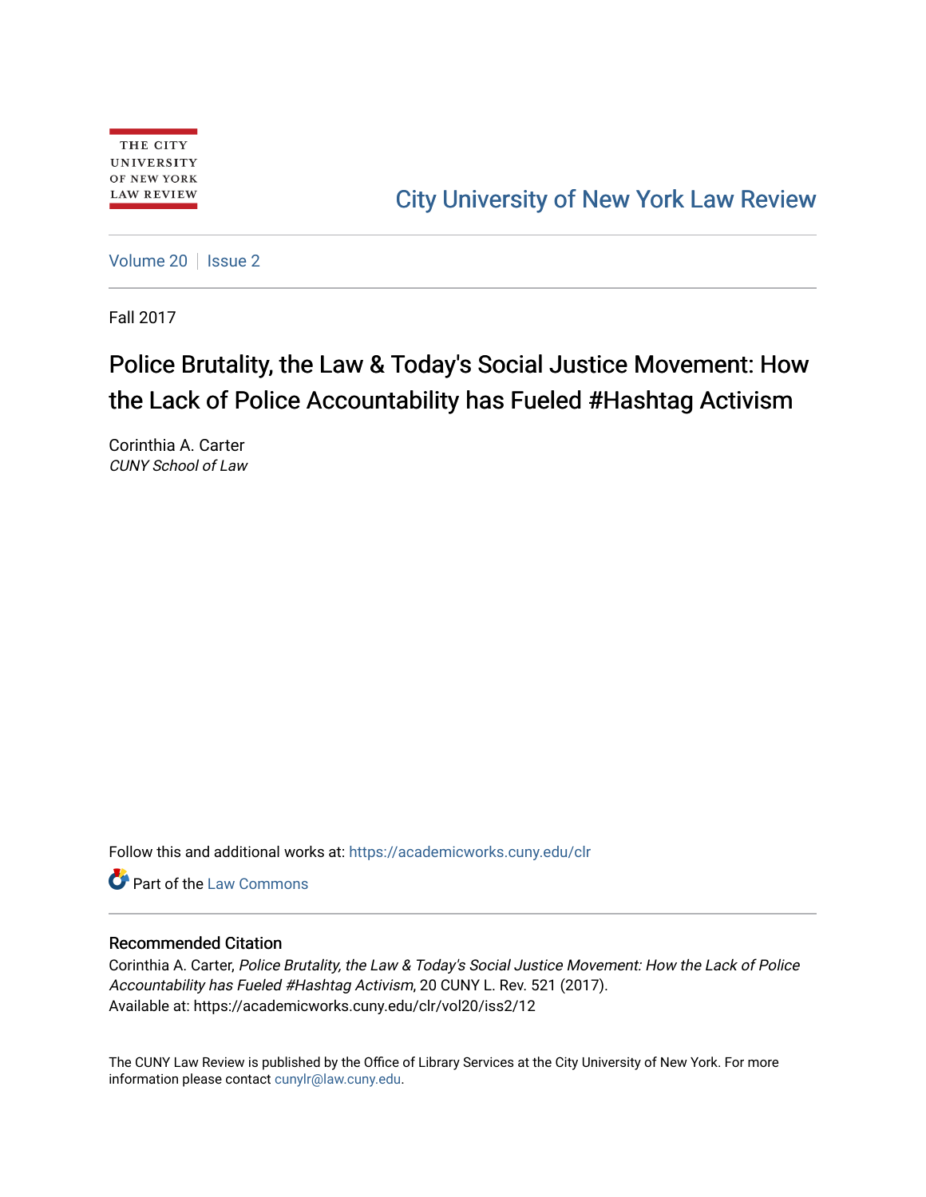THE CITY UNIVERSITY OF NEW YORK LAW REVIEW

City University of New York Law Review

Volume 20 | Issue 2

Fall 2017

# Police Brutality, the Law & Today's Social Justice Movement: How the Lack of Police Accountability has Fueled #Hashtag Activism

Corinthia A. Carter
*CUNY School of Law*

Follow this and additional works at: https://academicworks.cuny.edu/clr

Part of the Law Commons

## Recommended Citation

Corinthia A. Carter, *Police Brutality, the Law & Today's Social Justice Movement: How the Lack of Police Accountability has Fueled #Hashtag Activism*, 20 CUNY L. Rev. 521 (2017).
Available at: https://academicworks.cuny.edu/clr/vol20/iss2/12

The CUNY Law Review is published by the Office of Library Services at the City University of New York. For more information please contact cunylr@law.cuny.edu.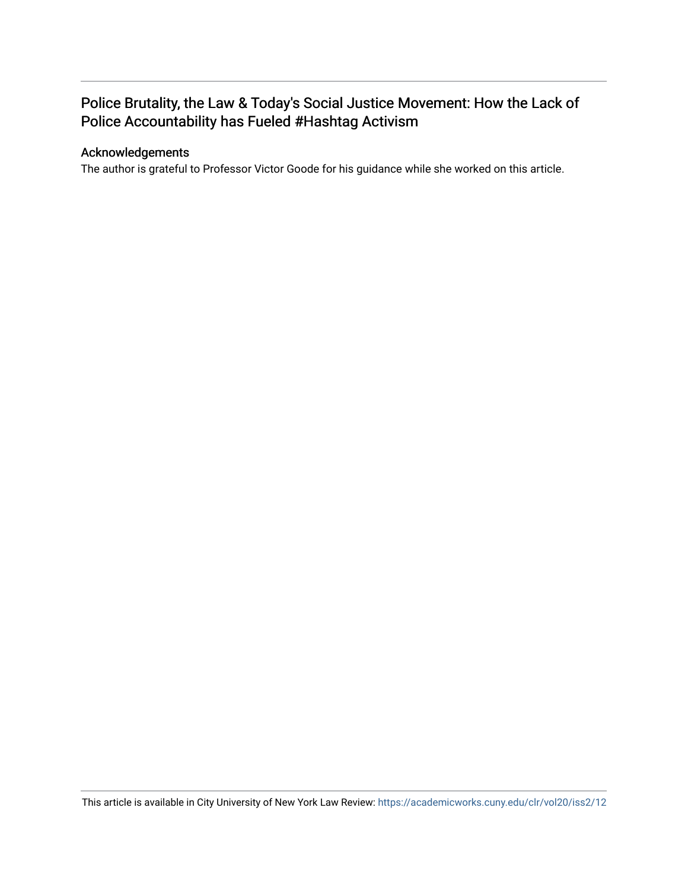# Police Brutality, the Law & Today's Social Justice Movement: How the Lack of Police Accountability has Fueled #Hashtag Activism

## Acknowledgements

The author is grateful to Professor Victor Goode for his guidance while she worked on this article.

This article is available in City University of New York Law Review: https://academicworks.cuny.edu/clr/vol20/iss2/12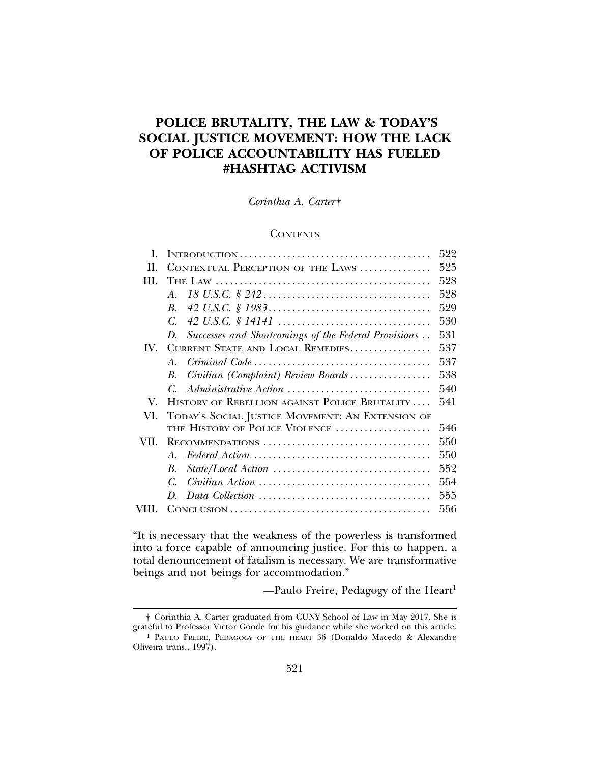# POLICE BRUTALITY, THE LAW & TODAY'S SOCIAL JUSTICE MOVEMENT: HOW THE LACK OF POLICE ACCOUNTABILITY HAS FUELED #HASHTAG ACTIVISM

*Corinthia A. Carter*†

CONTENTS

| | | |
|---|---|---|
| I. | INTRODUCTION | 522 |
| II. | CONTEXTUAL PERCEPTION OF THE LAWS | 525 |
| III. | THE LAW | 528 |
| | *A. 18 U.S.C. § 242* | 528 |
| | *B. 42 U.S.C. § 1983* | 529 |
| | *C. 42 U.S.C. § 14141* | 530 |
| | *D. Successes and Shortcomings of the Federal Provisions* | 531 |
| IV. | CURRENT STATE AND LOCAL REMEDIES | 537 |
| | *A. Criminal Code* | 537 |
| | *B. Civilian (Complaint) Review Boards* | 538 |
| | *C. Administrative Action* | 540 |
| V. | HISTORY OF REBELLION AGAINST POLICE BRUTALITY | 541 |
| VI. | TODAY'S SOCIAL JUSTICE MOVEMENT: AN EXTENSION OF THE HISTORY OF POLICE VIOLENCE | 546 |
| VII. | RECOMMENDATIONS | 550 |
| | *A. Federal Action* | 550 |
| | *B. State/Local Action* | 552 |
| | *C. Civilian Action* | 554 |
| | *D. Data Collection* | 555 |
| VIII. | CONCLUSION | 556 |

"It is necessary that the weakness of the powerless is transformed into a force capable of announcing justice. For this to happen, a total denouncement of fatalism is necessary. We are transformative beings and not beings for accommodation."

—Paulo Freire, Pedagogy of the Heart[1]

---

† Corinthia A. Carter graduated from CUNY School of Law in May 2017. She is grateful to Professor Victor Goode for his guidance while she worked on this article.

[1] PAULO FREIRE, PEDAGOGY OF THE HEART 36 (Donaldo Macedo & Alexandre Oliveira trans., 1997).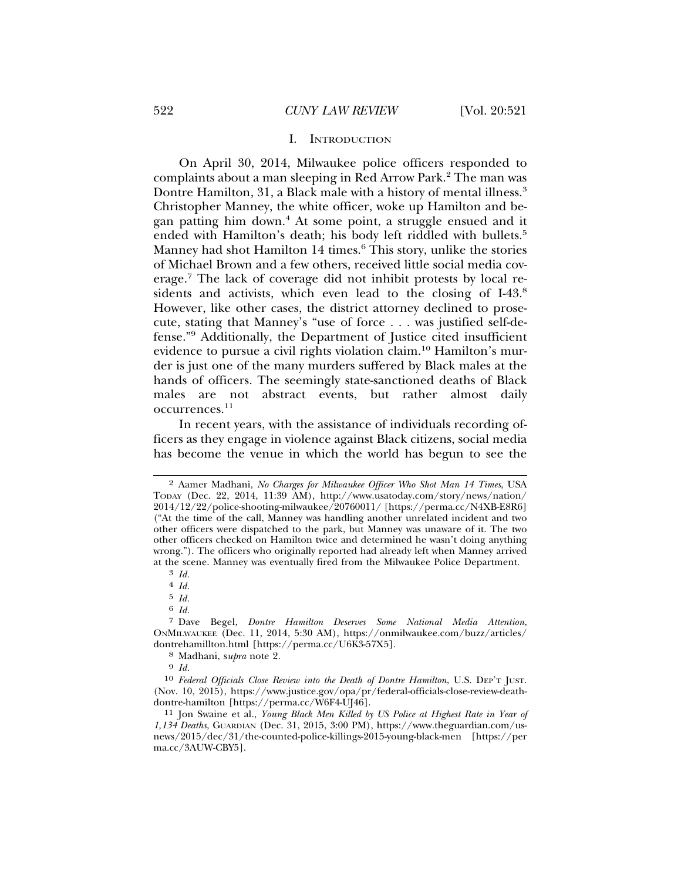## I. INTRODUCTION

On April 30, 2014, Milwaukee police officers responded to complaints about a man sleeping in Red Arrow Park.[2] The man was Dontre Hamilton, 31, a Black male with a history of mental illness.[3] Christopher Manney, the white officer, woke up Hamilton and began patting him down.[4] At some point, a struggle ensued and it ended with Hamilton's death; his body left riddled with bullets.[5] Manney had shot Hamilton 14 times.[6] This story, unlike the stories of Michael Brown and a few others, received little social media coverage.[7] The lack of coverage did not inhibit protests by local residents and activists, which even lead to the closing of I-43.[8] However, like other cases, the district attorney declined to prosecute, stating that Manney's "use of force . . . was justified self-defense."[9] Additionally, the Department of Justice cited insufficient evidence to pursue a civil rights violation claim.[10] Hamilton's murder is just one of the many murders suffered by Black males at the hands of officers. The seemingly state-sanctioned deaths of Black males are not abstract events, but rather almost daily occurrences.[11]

In recent years, with the assistance of individuals recording officers as they engage in violence against Black citizens, social media has become the venue in which the world has begun to see the

---

2 Aamer Madhani, *No Charges for Milwaukee Officer Who Shot Man 14 Times*, USA TODAY (Dec. 22, 2014, 11:39 AM), http://www.usatoday.com/story/news/nation/2014/12/22/police-shooting-milwaukee/20760011/ [https://perma.cc/N4XB-E8R6] ("At the time of the call, Manney was handling another unrelated incident and two other officers were dispatched to the park, but Manney was unaware of it. The two other officers checked on Hamilton twice and determined he wasn't doing anything wrong."). The officers who originally reported had already left when Manney arrived at the scene. Manney was eventually fired from the Milwaukee Police Department.

3 *Id.*

4 *Id.*

5 *Id.*

6 *Id.*

7 Dave Begel, *Dontre Hamilton Deserves Some National Media Attention*, ONMILWAUKEE (Dec. 11, 2014, 5:30 AM), https://onmilwaukee.com/buzz/articles/dontrehamillton.html [https://perma.cc/U6K3-57X5].

8 Madhani, s*upra* note 2.

9 *Id.*

10 *Federal Officials Close Review into the Death of Dontre Hamilton*, U.S. DEP'T JUST. (Nov. 10, 2015), https://www.justice.gov/opa/pr/federal-officials-close-review-death-dontre-hamilton [https://perma.cc/W6F4-UJ46].

11 Jon Swaine et al., *Young Black Men Killed by US Police at Highest Rate in Year of 1,134 Deaths*, GUARDIAN (Dec. 31, 2015, 3:00 PM), https://www.theguardian.com/us-news/2015/dec/31/the-counted-police-killings-2015-young-black-men [https://perma.cc/3AUW-CBY5].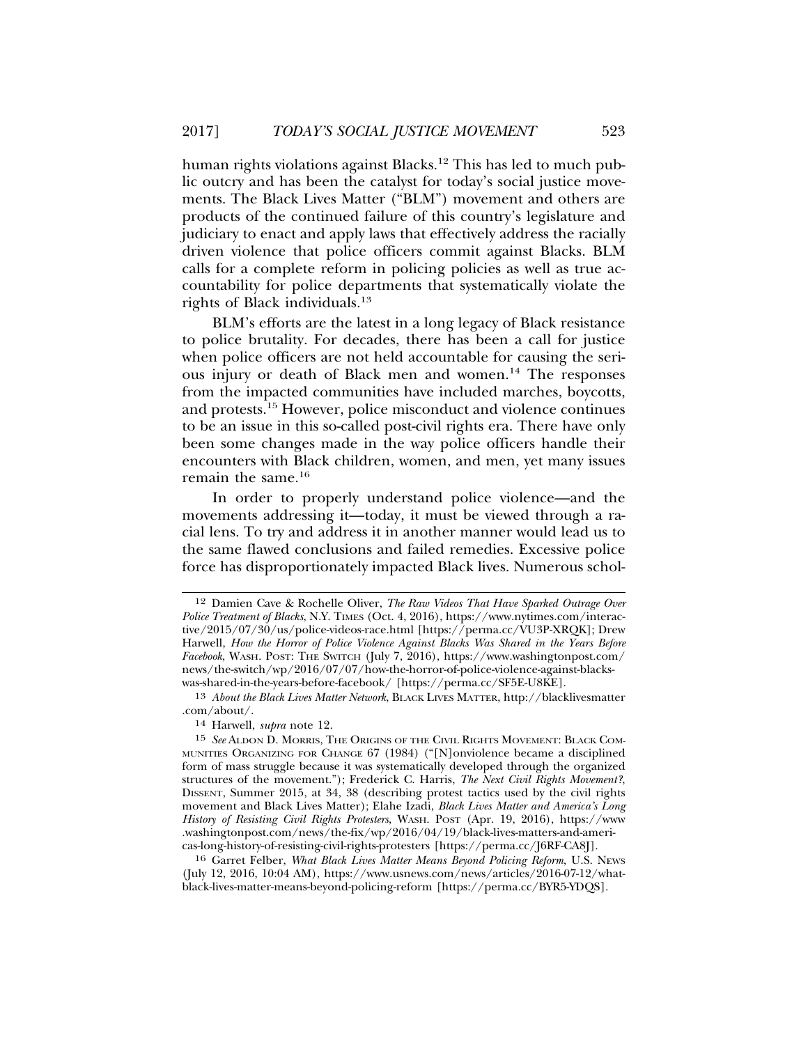human rights violations against Blacks.[12] This has led to much public outcry and has been the catalyst for today's social justice movements. The Black Lives Matter ("BLM") movement and others are products of the continued failure of this country's legislature and judiciary to enact and apply laws that effectively address the racially driven violence that police officers commit against Blacks. BLM calls for a complete reform in policing policies as well as true accountability for police departments that systematically violate the rights of Black individuals.[13]

BLM's efforts are the latest in a long legacy of Black resistance to police brutality. For decades, there has been a call for justice when police officers are not held accountable for causing the serious injury or death of Black men and women.[14] The responses from the impacted communities have included marches, boycotts, and protests.[15] However, police misconduct and violence continues to be an issue in this so-called post-civil rights era. There have only been some changes made in the way police officers handle their encounters with Black children, women, and men, yet many issues remain the same.[16]

In order to properly understand police violence—and the movements addressing it—today, it must be viewed through a racial lens. To try and address it in another manner would lead us to the same flawed conclusions and failed remedies. Excessive police force has disproportionately impacted Black lives. Numerous schol-

---

12 Damien Cave & Rochelle Oliver, *The Raw Videos That Have Sparked Outrage Over Police Treatment of Blacks*, N.Y. TIMES (Oct. 4, 2016), https://www.nytimes.com/interactive/2015/07/30/us/police-videos-race.html [https://perma.cc/VU3P-XRQK]; Drew Harwell, *How the Horror of Police Violence Against Blacks Was Shared in the Years Before Facebook*, WASH. POST: THE SWITCH (July 7, 2016), https://www.washingtonpost.com/news/the-switch/wp/2016/07/07/how-the-horror-of-police-violence-against-blacks-was-shared-in-the-years-before-facebook/ [https://perma.cc/SF5E-U8KE].

13 *About the Black Lives Matter Network*, BLACK LIVES MATTER, http://blacklivesmatter.com/about/.

14 Harwell, *supra* note 12.

15 *See* ALDON D. MORRIS, THE ORIGINS OF THE CIVIL RIGHTS MOVEMENT: BLACK COMMUNITIES ORGANIZING FOR CHANGE 67 (1984) ("[N]onviolence became a disciplined form of mass struggle because it was systematically developed through the organized structures of the movement."); Frederick C. Harris, *The Next Civil Rights Movement?*, DISSENT, Summer 2015, at 34, 38 (describing protest tactics used by the civil rights movement and Black Lives Matter); Elahe Izadi, *Black Lives Matter and America's Long History of Resisting Civil Rights Protesters*, WASH. POST (Apr. 19, 2016), https://www.washingtonpost.com/news/the-fix/wp/2016/04/19/black-lives-matters-and-americas-long-history-of-resisting-civil-rights-protesters [https://perma.cc/J6RF-CA8J].

16 Garret Felber, *What Black Lives Matter Means Beyond Policing Reform*, U.S. NEWS (July 12, 2016, 10:04 AM), https://www.usnews.com/news/articles/2016-07-12/what-black-lives-matter-means-beyond-policing-reform [https://perma.cc/BYR5-YDQS].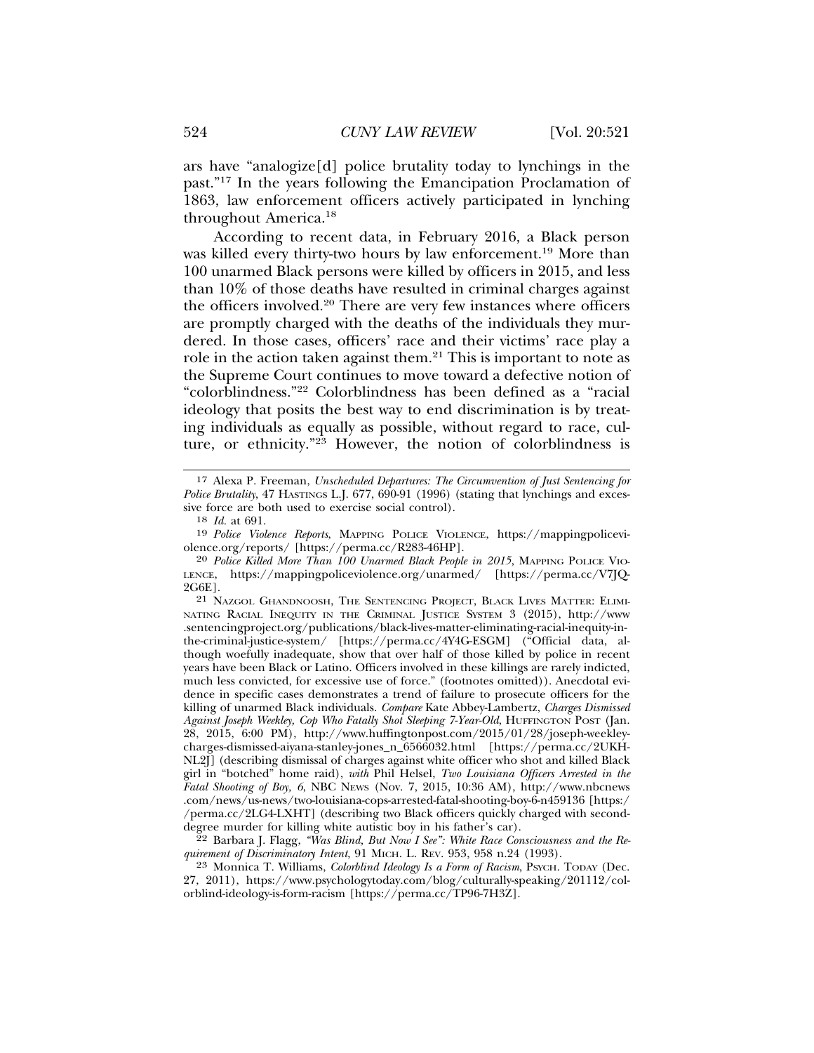ars have "analogize[d] police brutality today to lynchings in the past."[17] In the years following the Emancipation Proclamation of 1863, law enforcement officers actively participated in lynching throughout America.[18]

According to recent data, in February 2016, a Black person was killed every thirty-two hours by law enforcement.[19] More than 100 unarmed Black persons were killed by officers in 2015, and less than 10% of those deaths have resulted in criminal charges against the officers involved.[20] There are very few instances where officers are promptly charged with the deaths of the individuals they murdered. In those cases, officers' race and their victims' race play a role in the action taken against them.[21] This is important to note as the Supreme Court continues to move toward a defective notion of "colorblindness."[22] Colorblindness has been defined as a "racial ideology that posits the best way to end discrimination is by treating individuals as equally as possible, without regard to race, culture, or ethnicity."[23] However, the notion of colorblindness is

---

[17] Alexa P. Freeman, *Unscheduled Departures: The Circumvention of Just Sentencing for Police Brutality*, 47 HASTINGS L.J. 677, 690-91 (1996) (stating that lynchings and excessive force are both used to exercise social control).

[18] *Id.* at 691.

[19] *Police Violence Reports*, MAPPING POLICE VIOLENCE, https://mappingpoliceviolence.org/reports/ [https://perma.cc/R283-46HP].

[20] *Police Killed More Than 100 Unarmed Black People in 2015*, MAPPING POLICE VIOLENCE, https://mappingpoliceviolence.org/unarmed/ [https://perma.cc/V7JQ-2G6E].

[21] NAZGOL GHANDNOOSH, THE SENTENCING PROJECT, BLACK LIVES MATTER: ELIMINATING RACIAL INEQUITY IN THE CRIMINAL JUSTICE SYSTEM 3 (2015), http://www.sentencingproject.org/publications/black-lives-matter-eliminating-racial-inequity-in-the-criminal-justice-system/ [https://perma.cc/4Y4G-ESGM] ("Official data, although woefully inadequate, show that over half of those killed by police in recent years have been Black or Latino. Officers involved in these killings are rarely indicted, much less convicted, for excessive use of force." (footnotes omitted)). Anecdotal evidence in specific cases demonstrates a trend of failure to prosecute officers for the killing of unarmed Black individuals. *Compare* Kate Abbey-Lambertz, *Charges Dismissed Against Joseph Weekley, Cop Who Fatally Shot Sleeping 7-Year-Old*, HUFFINGTON POST (Jan. 28, 2015, 6:00 PM), http://www.huffingtonpost.com/2015/01/28/joseph-weekley-charges-dismissed-aiyana-stanley-jones_n_6566032.html [https://perma.cc/2UKH-NL2J] (describing dismissal of charges against white officer who shot and killed Black girl in "botched" home raid), *with* Phil Helsel, *Two Louisiana Officers Arrested in the Fatal Shooting of Boy, 6*, NBC NEWS (Nov. 7, 2015, 10:36 AM), http://www.nbcnews.com/news/us-news/two-louisiana-cops-arrested-fatal-shooting-boy-6-n459136 [https://perma.cc/2LG4-LXHT] (describing two Black officers quickly charged with second-degree murder for killing white autistic boy in his father's car).

[22] Barbara J. Flagg, *"Was Blind, But Now I See": White Race Consciousness and the Requirement of Discriminatory Intent*, 91 MICH. L. REV. 953, 958 n.24 (1993).

[23] Monnica T. Williams, *Colorblind Ideology Is a Form of Racism*, PSYCH. TODAY (Dec. 27, 2011), https://www.psychologytoday.com/blog/culturally-speaking/201112/colorblind-ideology-is-form-racism [https://perma.cc/TP96-7H3Z].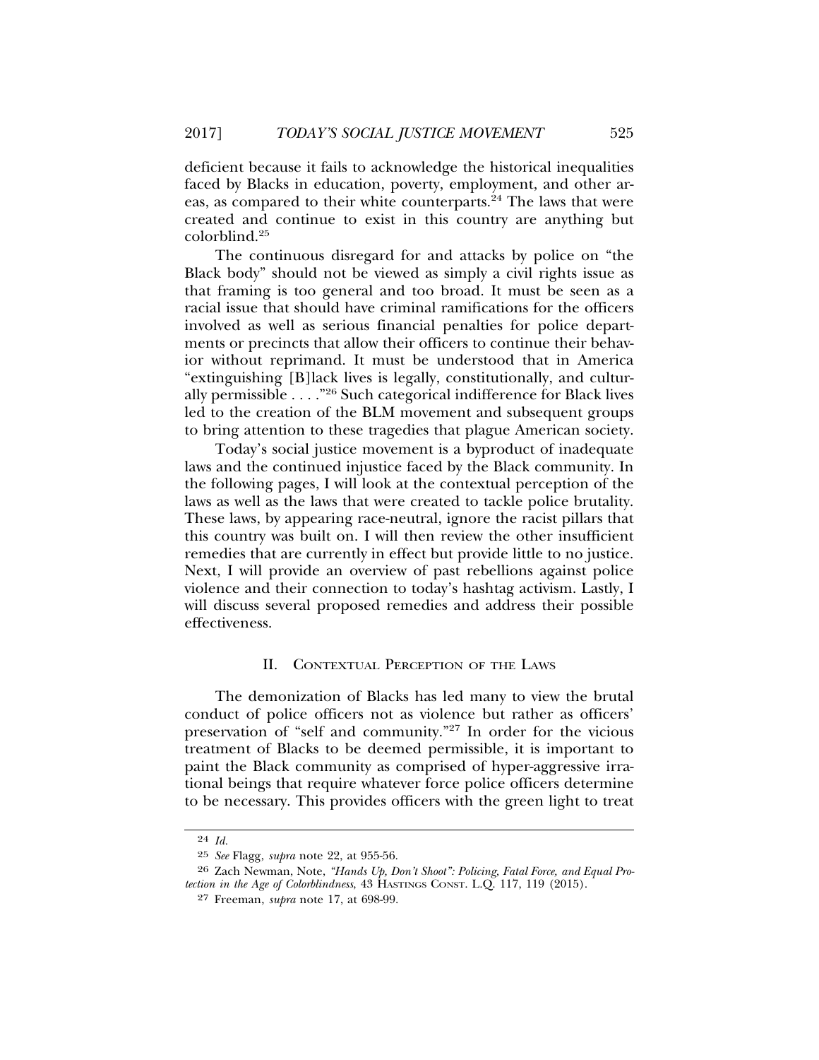deficient because it fails to acknowledge the historical inequalities faced by Blacks in education, poverty, employment, and other areas, as compared to their white counterparts.[24] The laws that were created and continue to exist in this country are anything but colorblind.[25]

The continuous disregard for and attacks by police on "the Black body" should not be viewed as simply a civil rights issue as that framing is too general and too broad. It must be seen as a racial issue that should have criminal ramifications for the officers involved as well as serious financial penalties for police departments or precincts that allow their officers to continue their behavior without reprimand. It must be understood that in America "extinguishing [B]lack lives is legally, constitutionally, and culturally permissible . . . ."[26] Such categorical indifference for Black lives led to the creation of the BLM movement and subsequent groups to bring attention to these tragedies that plague American society.

Today's social justice movement is a byproduct of inadequate laws and the continued injustice faced by the Black community. In the following pages, I will look at the contextual perception of the laws as well as the laws that were created to tackle police brutality. These laws, by appearing race-neutral, ignore the racist pillars that this country was built on. I will then review the other insufficient remedies that are currently in effect but provide little to no justice. Next, I will provide an overview of past rebellions against police violence and their connection to today's hashtag activism. Lastly, I will discuss several proposed remedies and address their possible effectiveness.

## II. Contextual Perception of the Laws

The demonization of Blacks has led many to view the brutal conduct of police officers not as violence but rather as officers' preservation of "self and community."[27] In order for the vicious treatment of Blacks to be deemed permissible, it is important to paint the Black community as comprised of hyper-aggressive irrational beings that require whatever force police officers determine to be necessary. This provides officers with the green light to treat

---

24 *Id.*

25 *See* Flagg, *supra* note 22, at 955-56.

26 Zach Newman, Note, *"Hands Up, Don't Shoot": Policing, Fatal Force, and Equal Protection in the Age of Colorblindness*, 43 Hastings Const. L.Q. 117, 119 (2015).

27 Freeman, *supra* note 17, at 698-99.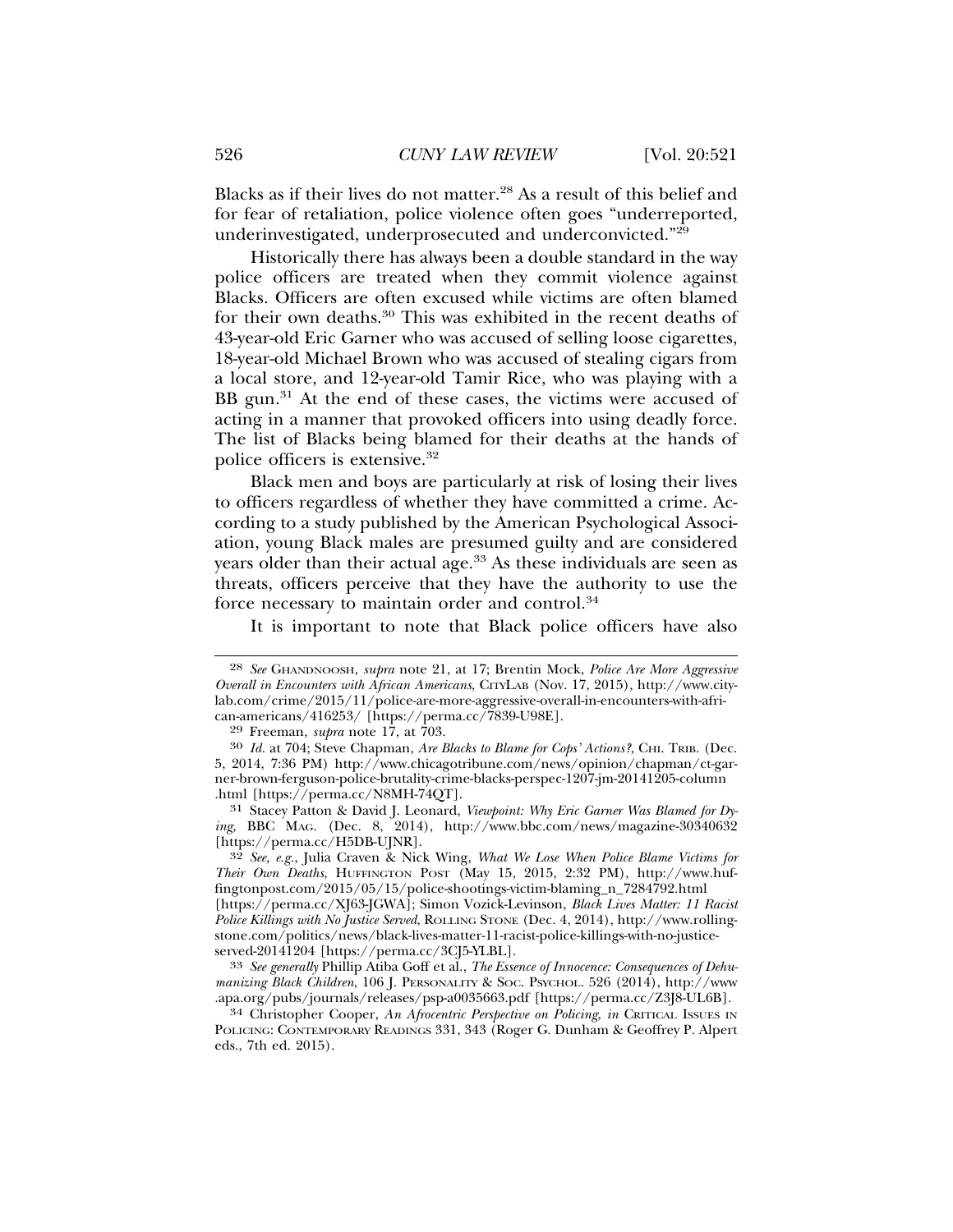Blacks as if their lives do not matter.[28] As a result of this belief and for fear of retaliation, police violence often goes "underreported, underinvestigated, underprosecuted and underconvicted."[29]

Historically there has always been a double standard in the way police officers are treated when they commit violence against Blacks. Officers are often excused while victims are often blamed for their own deaths.[30] This was exhibited in the recent deaths of 43-year-old Eric Garner who was accused of selling loose cigarettes, 18-year-old Michael Brown who was accused of stealing cigars from a local store, and 12-year-old Tamir Rice, who was playing with a BB gun.[31] At the end of these cases, the victims were accused of acting in a manner that provoked officers into using deadly force. The list of Blacks being blamed for their deaths at the hands of police officers is extensive.[32]

Black men and boys are particularly at risk of losing their lives to officers regardless of whether they have committed a crime. According to a study published by the American Psychological Association, young Black males are presumed guilty and are considered years older than their actual age.[33] As these individuals are seen as threats, officers perceive that they have the authority to use the force necessary to maintain order and control.[34]

It is important to note that Black police officers have also

---

28 *See* GHANDNOOSH, *supra* note 21, at 17; Brentin Mock, *Police Are More Aggressive Overall in Encounters with African Americans*, CITYLAB (Nov. 17, 2015), http://www.citylab.com/crime/2015/11/police-are-more-aggressive-overall-in-encounters-with-african-americans/416253/ [https://perma.cc/7839-U98E].

29 Freeman, *supra* note 17, at 703.

30 *Id.* at 704; Steve Chapman, *Are Blacks to Blame for Cops' Actions?*, CHI. TRIB. (Dec. 5, 2014, 7:36 PM) http://www.chicagotribune.com/news/opinion/chapman/ct-garner-brown-ferguson-police-brutality-crime-blacks-perspec-1207-jm-20141205-column.html [https://perma.cc/N8MH-74QT].

31 Stacey Patton & David J. Leonard, *Viewpoint: Why Eric Garner Was Blamed for Dying*, BBC MAG. (Dec. 8, 2014), http://www.bbc.com/news/magazine-30340632 [https://perma.cc/H5DB-UJNR].

32 *See, e.g.*, Julia Craven & Nick Wing, *What We Lose When Police Blame Victims for Their Own Deaths*, HUFFINGTON POST (May 15, 2015, 2:32 PM), http://www.huffingtonpost.com/2015/05/15/police-shootings-victim-blaming_n_7284792.html [https://perma.cc/XJ63-JGWA]; Simon Vozick-Levinson, *Black Lives Matter: 11 Racist Police Killings with No Justice Served*, ROLLING STONE (Dec. 4, 2014), http://www.rollingstone.com/politics/news/black-lives-matter-11-racist-police-killings-with-no-justice-served-20141204 [https://perma.cc/3CJ5-YLBL].

33 *See generally* Phillip Atiba Goff et al., *The Essence of Innocence: Consequences of Dehumanizing Black Children*, 106 J. PERSONALITY & SOC. PSYCHOL. 526 (2014), http://www.apa.org/pubs/journals/releases/psp-a0035663.pdf [https://perma.cc/Z3J8-UL6B].

34 Christopher Cooper, *An Afrocentric Perspective on Policing*, *in* CRITICAL ISSUES IN POLICING: CONTEMPORARY READINGS 331, 343 (Roger G. Dunham & Geoffrey P. Alpert eds., 7th ed. 2015).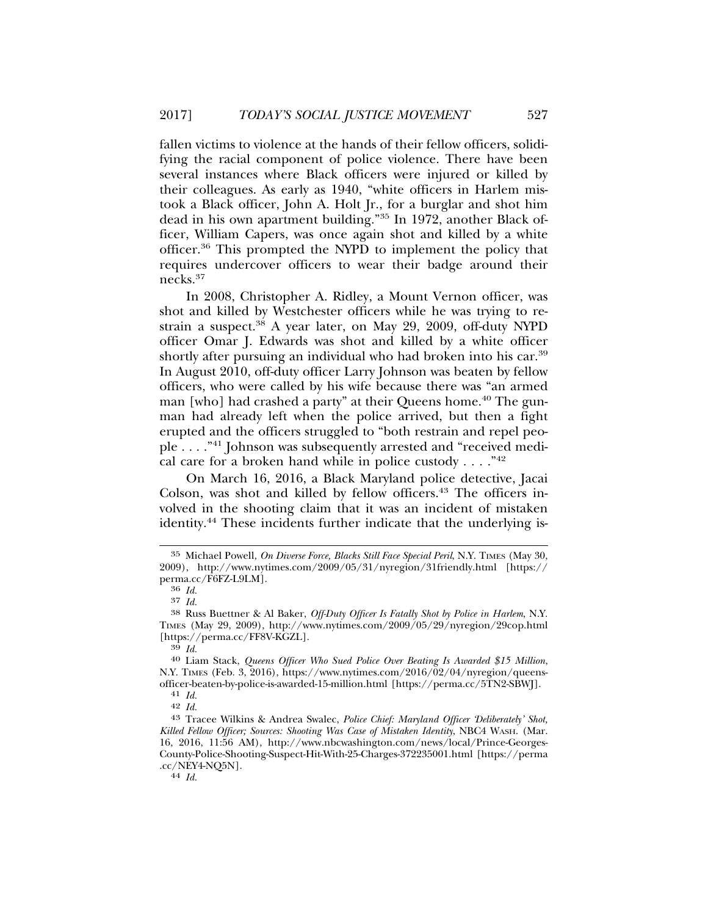fallen victims to violence at the hands of their fellow officers, solidifying the racial component of police violence. There have been several instances where Black officers were injured or killed by their colleagues. As early as 1940, "white officers in Harlem mistook a Black officer, John A. Holt Jr., for a burglar and shot him dead in his own apartment building."[35] In 1972, another Black officer, William Capers, was once again shot and killed by a white officer.[36] This prompted the NYPD to implement the policy that requires undercover officers to wear their badge around their necks.[37]

In 2008, Christopher A. Ridley, a Mount Vernon officer, was shot and killed by Westchester officers while he was trying to restrain a suspect.[38] A year later, on May 29, 2009, off-duty NYPD officer Omar J. Edwards was shot and killed by a white officer shortly after pursuing an individual who had broken into his car.[39] In August 2010, off-duty officer Larry Johnson was beaten by fellow officers, who were called by his wife because there was "an armed man [who] had crashed a party" at their Queens home.[40] The gunman had already left when the police arrived, but then a fight erupted and the officers struggled to "both restrain and repel people . . . ."[41] Johnson was subsequently arrested and "received medical care for a broken hand while in police custody . . . ."[42]

On March 16, 2016, a Black Maryland police detective, Jacai Colson, was shot and killed by fellow officers.[43] The officers involved in the shooting claim that it was an incident of mistaken identity.[44] These incidents further indicate that the underlying is-

---

[35] Michael Powell, *On Diverse Force, Blacks Still Face Special Peril*, N.Y. TIMES (May 30, 2009), http://www.nytimes.com/2009/05/31/nyregion/31friendly.html [https://perma.cc/F6FZ-L9LM].

[36] *Id.*

[37] *Id.*

[38] Russ Buettner & Al Baker, *Off-Duty Officer Is Fatally Shot by Police in Harlem*, N.Y. TIMES (May 29, 2009), http://www.nytimes.com/2009/05/29/nyregion/29cop.html [https://perma.cc/FF8V-KGZL].

[39] *Id.*

[40] Liam Stack, *Queens Officer Who Sued Police Over Beating Is Awarded $15 Million*, N.Y. TIMES (Feb. 3, 2016), https://www.nytimes.com/2016/02/04/nyregion/queens-officer-beaten-by-police-is-awarded-15-million.html [https://perma.cc/5TN2-SBWJ].

[41] *Id.*

[42] *Id.*

[43] Tracee Wilkins & Andrea Swalec, *Police Chief: Maryland Officer 'Deliberately' Shot, Killed Fellow Officer; Sources: Shooting Was Case of Mistaken Identity*, NBC4 WASH. (Mar. 16, 2016, 11:56 AM), http://www.nbcwashington.com/news/local/Prince-Georges-County-Police-Shooting-Suspect-Hit-With-25-Charges-372235001.html [https://perma.cc/NEY4-NQ5N].

[44] *Id.*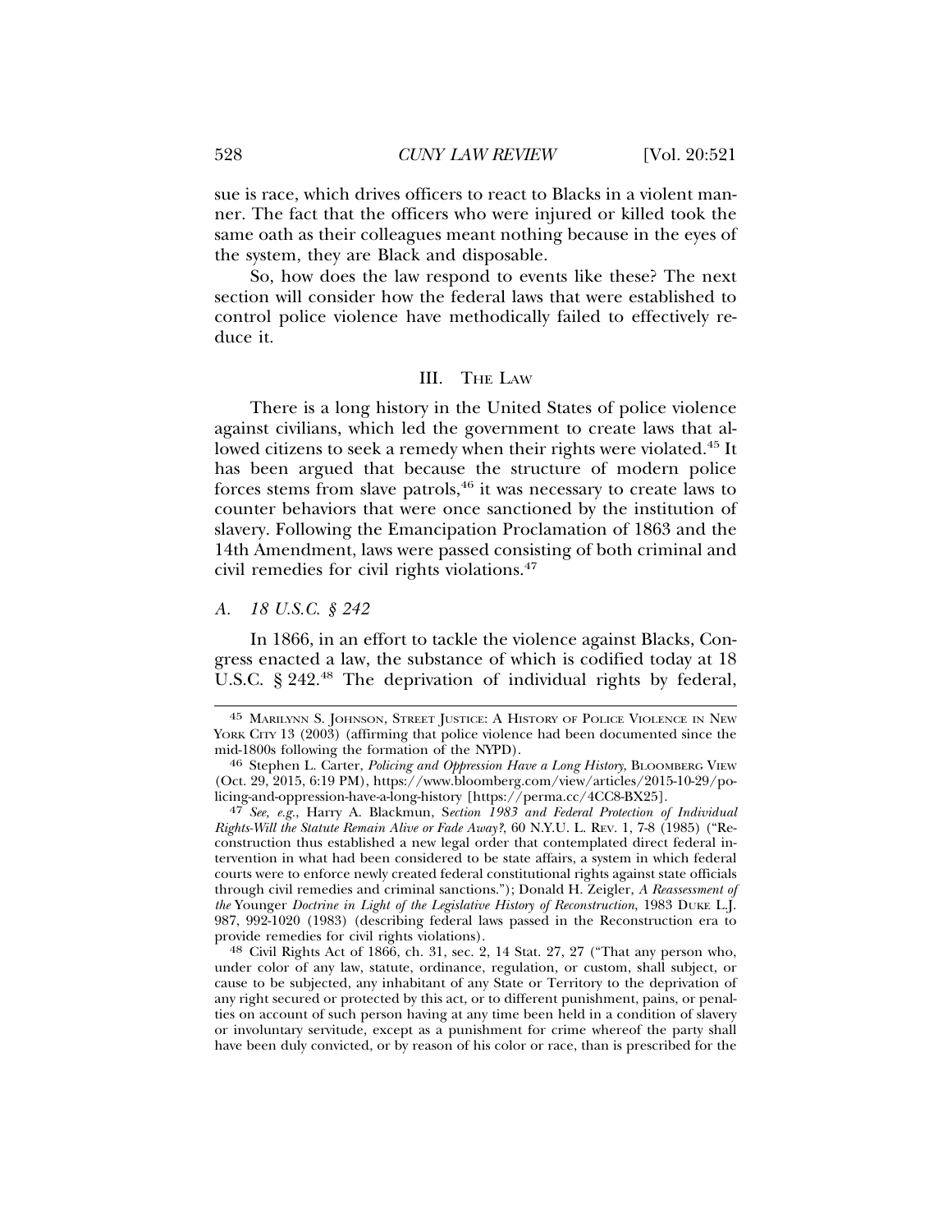sue is race, which drives officers to react to Blacks in a violent manner. The fact that the officers who were injured or killed took the same oath as their colleagues meant nothing because in the eyes of the system, they are Black and disposable.

So, how does the law respond to events like these? The next section will consider how the federal laws that were established to control police violence have methodically failed to effectively reduce it.

## III. The Law

There is a long history in the United States of police violence against civilians, which led the government to create laws that allowed citizens to seek a remedy when their rights were violated.[45] It has been argued that because the structure of modern police forces stems from slave patrols,[46] it was necessary to create laws to counter behaviors that were once sanctioned by the institution of slavery. Following the Emancipation Proclamation of 1863 and the 14th Amendment, laws were passed consisting of both criminal and civil remedies for civil rights violations.[47]

### A. *18 U.S.C. § 242*

In 1866, in an effort to tackle the violence against Blacks, Congress enacted a law, the substance of which is codified today at 18 U.S.C. § 242.[48] The deprivation of individual rights by federal,

---

[45] Marilynn S. Johnson, Street Justice: A History of Police Violence in New York City 13 (2003) (affirming that police violence had been documented since the mid-1800s following the formation of the NYPD).

[46] Stephen L. Carter, *Policing and Oppression Have a Long History*, Bloomberg View (Oct. 29, 2015, 6:19 PM), https://www.bloomberg.com/view/articles/2015-10-29/policing-and-oppression-have-a-long-history [https://perma.cc/4CC8-BX25].

[47] *See, e.g.*, Harry A. Blackmun, *Section 1983 and Federal Protection of Individual Rights-Will the Statute Remain Alive or Fade Away?*, 60 N.Y.U. L. Rev. 1, 7-8 (1985) ("Reconstruction thus established a new legal order that contemplated direct federal intervention in what had been considered to be state affairs, a system in which federal courts were to enforce newly created federal constitutional rights against state officials through civil remedies and criminal sanctions."); Donald H. Zeigler, *A Reassessment of the* Younger *Doctrine in Light of the Legislative History of Reconstruction*, 1983 Duke L.J. 987, 992-1020 (1983) (describing federal laws passed in the Reconstruction era to provide remedies for civil rights violations).

[48] Civil Rights Act of 1866, ch. 31, sec. 2, 14 Stat. 27, 27 ("That any person who, under color of any law, statute, ordinance, regulation, or custom, shall subject, or cause to be subjected, any inhabitant of any State or Territory to the deprivation of any right secured or protected by this act, or to different punishment, pains, or penalties on account of such person having at any time been held in a condition of slavery or involuntary servitude, except as a punishment for crime whereof the party shall have been duly convicted, or by reason of his color or race, than is prescribed for the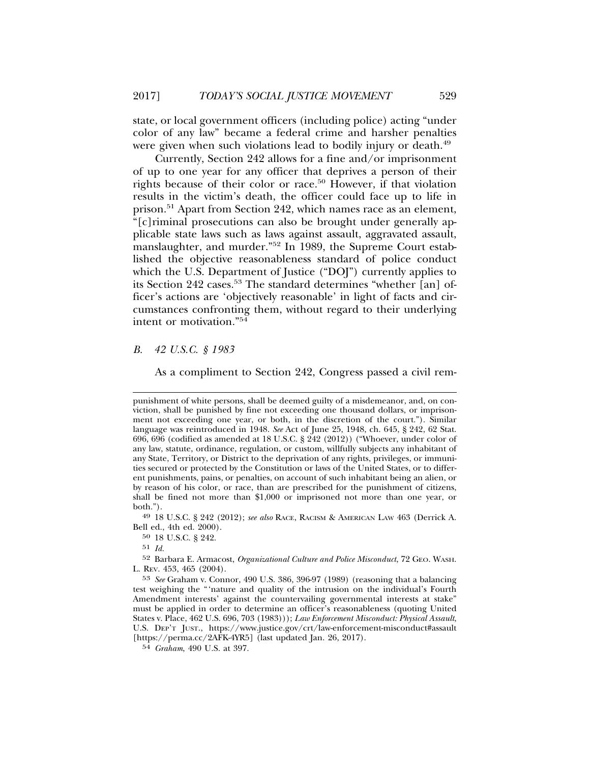state, or local government officers (including police) acting "under color of any law" became a federal crime and harsher penalties were given when such violations lead to bodily injury or death.[49]

Currently, Section 242 allows for a fine and/or imprisonment of up to one year for any officer that deprives a person of their rights because of their color or race.[50] However, if that violation results in the victim's death, the officer could face up to life in prison.[51] Apart from Section 242, which names race as an element, "[c]riminal prosecutions can also be brought under generally applicable state laws such as laws against assault, aggravated assault, manslaughter, and murder."[52] In 1989, the Supreme Court established the objective reasonableness standard of police conduct which the U.S. Department of Justice ("DOJ") currently applies to its Section 242 cases.[53] The standard determines "whether [an] officer's actions are 'objectively reasonable' in light of facts and circumstances confronting them, without regard to their underlying intent or motivation."[54]

### *B. 42 U.S.C. § 1983*

As a compliment to Section 242, Congress passed a civil rem-

---

punishment of white persons, shall be deemed guilty of a misdemeanor, and, on conviction, shall be punished by fine not exceeding one thousand dollars, or imprisonment not exceeding one year, or both, in the discretion of the court."). Similar language was reintroduced in 1948. *See* Act of June 25, 1948, ch. 645, § 242, 62 Stat. 696, 696 (codified as amended at 18 U.S.C. § 242 (2012)) ("Whoever, under color of any law, statute, ordinance, regulation, or custom, willfully subjects any inhabitant of any State, Territory, or District to the deprivation of any rights, privileges, or immunities secured or protected by the Constitution or laws of the United States, or to different punishments, pains, or penalties, on account of such inhabitant being an alien, or by reason of his color, or race, than are prescribed for the punishment of citizens, shall be fined not more than $1,000 or imprisoned not more than one year, or both.").

49 18 U.S.C. § 242 (2012); *see also* RACE, RACISM & AMERICAN LAW 463 (Derrick A. Bell ed., 4th ed. 2000).

50 18 U.S.C. § 242.

51 *Id.*

52 Barbara E. Armacost, *Organizational Culture and Police Misconduct*, 72 GEO. WASH. L. REV. 453, 465 (2004).

53 *See* Graham v. Connor, 490 U.S. 386, 396-97 (1989) (reasoning that a balancing test weighing the "'nature and quality of the intrusion on the individual's Fourth Amendment interests' against the countervailing governmental interests at stake" must be applied in order to determine an officer's reasonableness (quoting United States v. Place, 462 U.S. 696, 703 (1983))); *Law Enforcement Misconduct: Physical Assault*, U.S. DEP'T JUST., https://www.justice.gov/crt/law-enforcement-misconduct#assault [https://perma.cc/2AFK-4YR5] (last updated Jan. 26, 2017).

54 *Graham*, 490 U.S. at 397.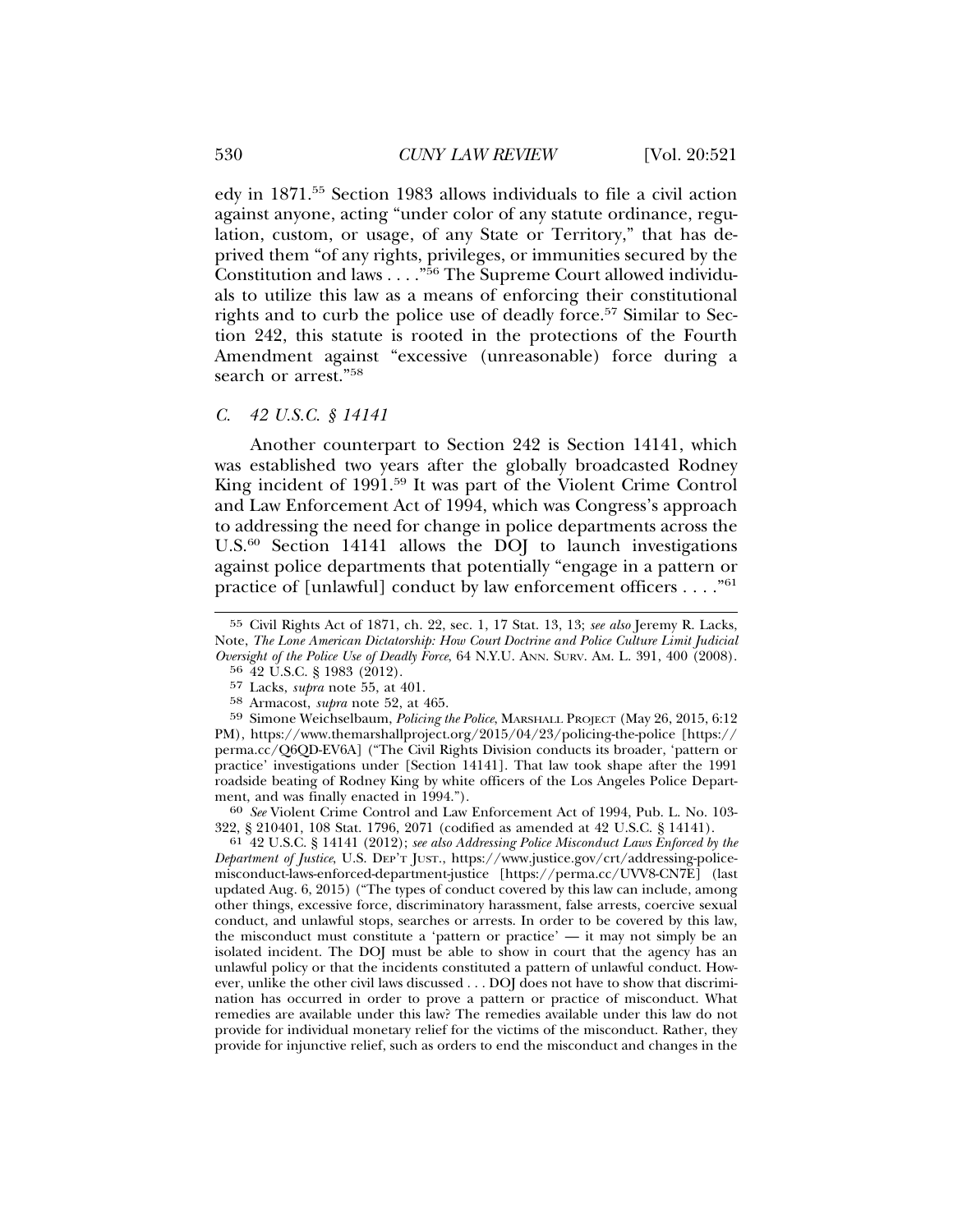edy in 1871.[55] Section 1983 allows individuals to file a civil action against anyone, acting "under color of any statute ordinance, regulation, custom, or usage, of any State or Territory," that has deprived them "of any rights, privileges, or immunities secured by the Constitution and laws . . . ."[56] The Supreme Court allowed individuals to utilize this law as a means of enforcing their constitutional rights and to curb the police use of deadly force.[57] Similar to Section 242, this statute is rooted in the protections of the Fourth Amendment against "excessive (unreasonable) force during a search or arrest."[58]

### *C. 42 U.S.C. § 14141*

Another counterpart to Section 242 is Section 14141, which was established two years after the globally broadcasted Rodney King incident of 1991.[59] It was part of the Violent Crime Control and Law Enforcement Act of 1994, which was Congress's approach to addressing the need for change in police departments across the U.S.[60] Section 14141 allows the DOJ to launch investigations against police departments that potentially "engage in a pattern or practice of [unlawful] conduct by law enforcement officers . . . ."[61]

---

55 Civil Rights Act of 1871, ch. 22, sec. 1, 17 Stat. 13, 13; *see also* Jeremy R. Lacks, Note, *The Lone American Dictatorship: How Court Doctrine and Police Culture Limit Judicial Oversight of the Police Use of Deadly Force*, 64 N.Y.U. ANN. SURV. AM. L. 391, 400 (2008).

56 42 U.S.C. § 1983 (2012).

57 Lacks, *supra* note 55, at 401.

58 Armacost, *supra* note 52, at 465.

59 Simone Weichselbaum, *Policing the Police*, MARSHALL PROJECT (May 26, 2015, 6:12 PM), https://www.themarshallproject.org/2015/04/23/policing-the-police [https://perma.cc/Q6QD-EV6A] ("The Civil Rights Division conducts its broader, 'pattern or practice' investigations under [Section 14141]. That law took shape after the 1991 roadside beating of Rodney King by white officers of the Los Angeles Police Department, and was finally enacted in 1994.").

60 *See* Violent Crime Control and Law Enforcement Act of 1994, Pub. L. No. 103-322, § 210401, 108 Stat. 1796, 2071 (codified as amended at 42 U.S.C. § 14141).

61 42 U.S.C. § 14141 (2012); *see also Addressing Police Misconduct Laws Enforced by the Department of Justice*, U.S. DEP'T JUST., https://www.justice.gov/crt/addressing-police-misconduct-laws-enforced-department-justice [https://perma.cc/UVV8-CN7E] (last updated Aug. 6, 2015) ("The types of conduct covered by this law can include, among other things, excessive force, discriminatory harassment, false arrests, coercive sexual conduct, and unlawful stops, searches or arrests. In order to be covered by this law, the misconduct must constitute a 'pattern or practice' — it may not simply be an isolated incident. The DOJ must be able to show in court that the agency has an unlawful policy or that the incidents constituted a pattern of unlawful conduct. However, unlike the other civil laws discussed . . . DOJ does not have to show that discrimination has occurred in order to prove a pattern or practice of misconduct. What remedies are available under this law? The remedies available under this law do not provide for individual monetary relief for the victims of the misconduct. Rather, they provide for injunctive relief, such as orders to end the misconduct and changes in the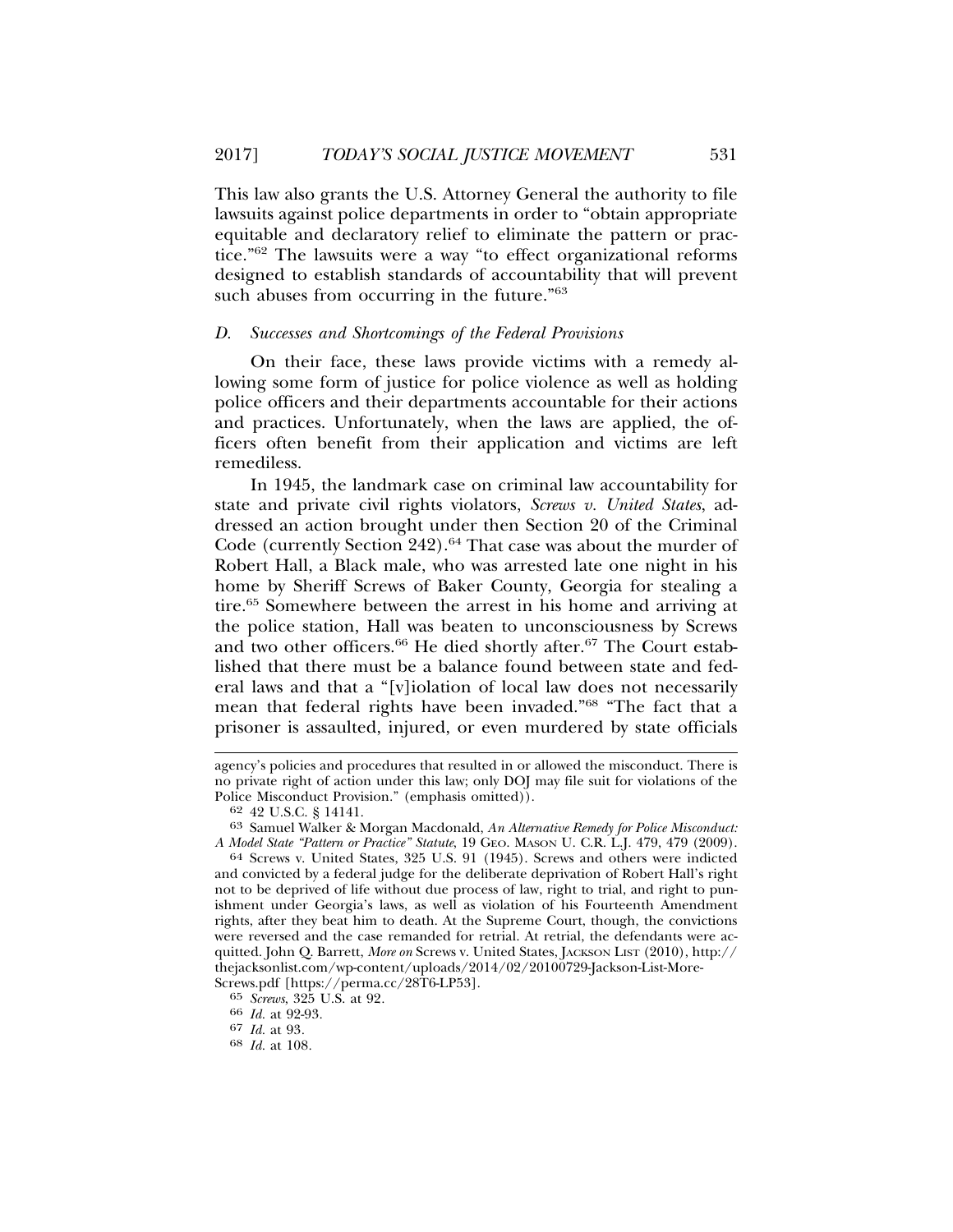This law also grants the U.S. Attorney General the authority to file lawsuits against police departments in order to "obtain appropriate equitable and declaratory relief to eliminate the pattern or practice."[62] The lawsuits were a way "to effect organizational reforms designed to establish standards of accountability that will prevent such abuses from occurring in the future."[63]

### *D. Successes and Shortcomings of the Federal Provisions*

On their face, these laws provide victims with a remedy allowing some form of justice for police violence as well as holding police officers and their departments accountable for their actions and practices. Unfortunately, when the laws are applied, the officers often benefit from their application and victims are left remediless.

In 1945, the landmark case on criminal law accountability for state and private civil rights violators, *Screws v. United States*, addressed an action brought under then Section 20 of the Criminal Code (currently Section 242).[64] That case was about the murder of Robert Hall, a Black male, who was arrested late one night in his home by Sheriff Screws of Baker County, Georgia for stealing a tire.[65] Somewhere between the arrest in his home and arriving at the police station, Hall was beaten to unconsciousness by Screws and two other officers.[66] He died shortly after.[67] The Court established that there must be a balance found between state and federal laws and that a "[v]iolation of local law does not necessarily mean that federal rights have been invaded."[68] "The fact that a prisoner is assaulted, injured, or even murdered by state officials

---

agency's policies and procedures that resulted in or allowed the misconduct. There is no private right of action under this law; only DOJ may file suit for violations of the Police Misconduct Provision." (emphasis omitted)).

62 42 U.S.C. § 14141.

63 Samuel Walker & Morgan Macdonald, *An Alternative Remedy for Police Misconduct: A Model State "Pattern or Practice" Statute*, 19 GEO. MASON U. C.R. L.J. 479, 479 (2009).

64 Screws v. United States, 325 U.S. 91 (1945). Screws and others were indicted and convicted by a federal judge for the deliberate deprivation of Robert Hall's right not to be deprived of life without due process of law, right to trial, and right to punishment under Georgia's laws, as well as violation of his Fourteenth Amendment rights, after they beat him to death. At the Supreme Court, though, the convictions were reversed and the case remanded for retrial. At retrial, the defendants were acquitted. John Q. Barrett, *More on* Screws v. United States, JACKSON LIST (2010), http://thejacksonlist.com/wp-content/uploads/2014/02/20100729-Jackson-List-More-Screws.pdf [https://perma.cc/28T6-LP53].

65 *Screws*, 325 U.S. at 92.

66 *Id.* at 92-93.

67 *Id.* at 93.

68 *Id.* at 108.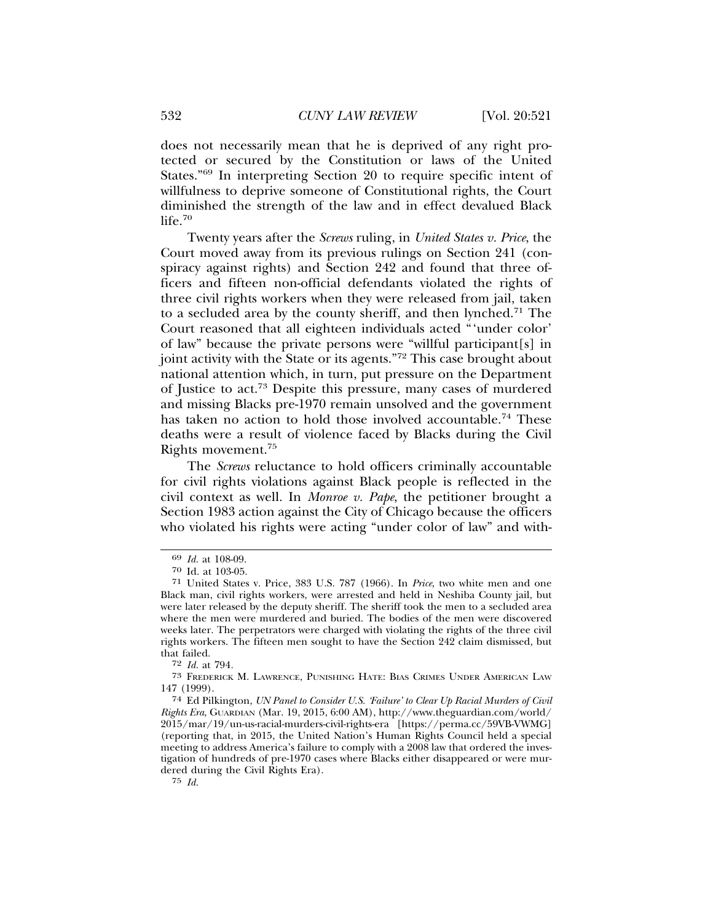does not necessarily mean that he is deprived of any right protected or secured by the Constitution or laws of the United States."[69] In interpreting Section 20 to require specific intent of willfulness to deprive someone of Constitutional rights, the Court diminished the strength of the law and in effect devalued Black life.[70]

Twenty years after the *Screws* ruling, in *United States v. Price*, the Court moved away from its previous rulings on Section 241 (conspiracy against rights) and Section 242 and found that three officers and fifteen non-official defendants violated the rights of three civil rights workers when they were released from jail, taken to a secluded area by the county sheriff, and then lynched.[71] The Court reasoned that all eighteen individuals acted "'under color' of law" because the private persons were "willful participant[s] in joint activity with the State or its agents."[72] This case brought about national attention which, in turn, put pressure on the Department of Justice to act.[73] Despite this pressure, many cases of murdered and missing Blacks pre-1970 remain unsolved and the government has taken no action to hold those involved accountable.[74] These deaths were a result of violence faced by Blacks during the Civil Rights movement.[75]

The *Screws* reluctance to hold officers criminally accountable for civil rights violations against Black people is reflected in the civil context as well. In *Monroe v. Pape*, the petitioner brought a Section 1983 action against the City of Chicago because the officers who violated his rights were acting "under color of law" and with-

---

69 *Id.* at 108-09.

70 Id. at 103-05.

71 United States v. Price, 383 U.S. 787 (1966). In *Price*, two white men and one Black man, civil rights workers, were arrested and held in Neshiba County jail, but were later released by the deputy sheriff. The sheriff took the men to a secluded area where the men were murdered and buried. The bodies of the men were discovered weeks later. The perpetrators were charged with violating the rights of the three civil rights workers. The fifteen men sought to have the Section 242 claim dismissed, but that failed.

72 *Id.* at 794.

73 FREDERICK M. LAWRENCE, PUNISHING HATE: BIAS CRIMES UNDER AMERICAN LAW 147 (1999).

74 Ed Pilkington, *UN Panel to Consider U.S. 'Failure' to Clear Up Racial Murders of Civil Rights Era*, GUARDIAN (Mar. 19, 2015, 6:00 AM), http://www.theguardian.com/world/2015/mar/19/un-us-racial-murders-civil-rights-era [https://perma.cc/59VB-VWMG] (reporting that, in 2015, the United Nation's Human Rights Council held a special meeting to address America's failure to comply with a 2008 law that ordered the investigation of hundreds of pre-1970 cases where Blacks either disappeared or were murdered during the Civil Rights Era).

75 *Id.*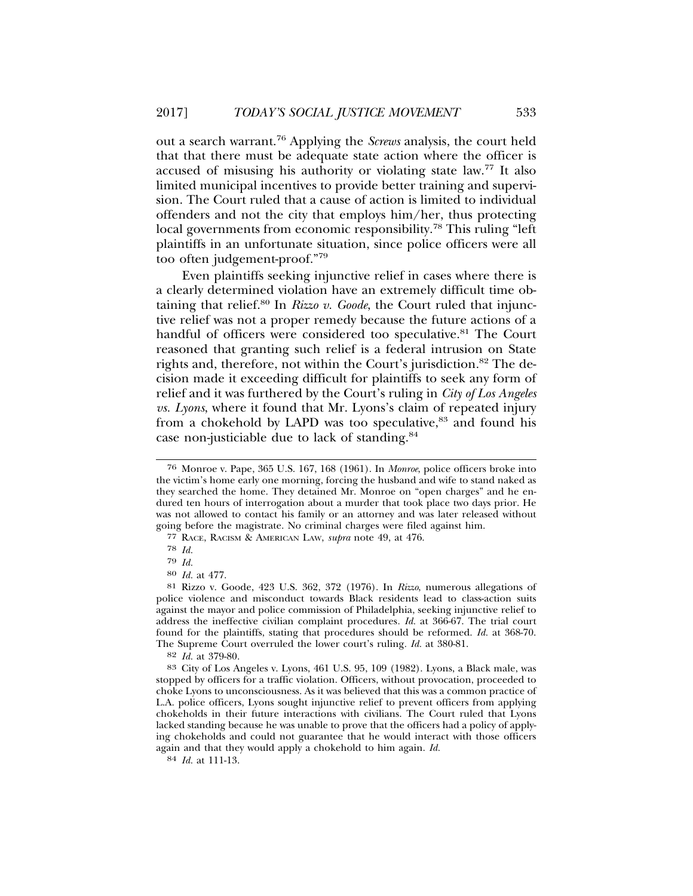out a search warrant.[76] Applying the *Screws* analysis, the court held that that there must be adequate state action where the officer is accused of misusing his authority or violating state law.[77] It also limited municipal incentives to provide better training and supervision. The Court ruled that a cause of action is limited to individual offenders and not the city that employs him/her, thus protecting local governments from economic responsibility.[78] This ruling "left plaintiffs in an unfortunate situation, since police officers were all too often judgement-proof."[79]

Even plaintiffs seeking injunctive relief in cases where there is a clearly determined violation have an extremely difficult time obtaining that relief.[80] In *Rizzo v. Goode*, the Court ruled that injunctive relief was not a proper remedy because the future actions of a handful of officers were considered too speculative.[81] The Court reasoned that granting such relief is a federal intrusion on State rights and, therefore, not within the Court's jurisdiction.[82] The decision made it exceeding difficult for plaintiffs to seek any form of relief and it was furthered by the Court's ruling in *City of Los Angeles vs. Lyons*, where it found that Mr. Lyons's claim of repeated injury from a chokehold by LAPD was too speculative,[83] and found his case non-justiciable due to lack of standing.[84]

---

[76] Monroe v. Pape, 365 U.S. 167, 168 (1961). In *Monroe*, police officers broke into the victim's home early one morning, forcing the husband and wife to stand naked as they searched the home. They detained Mr. Monroe on "open charges" and he endured ten hours of interrogation about a murder that took place two days prior. He was not allowed to contact his family or an attorney and was later released without going before the magistrate. No criminal charges were filed against him.

[77] RACE, RACISM & AMERICAN LAW, *supra* note 49, at 476.

[78] *Id.*

[79] *Id.*

[80] *Id.* at 477.

[81] Rizzo v. Goode, 423 U.S. 362, 372 (1976). In *Rizzo*, numerous allegations of police violence and misconduct towards Black residents lead to class-action suits against the mayor and police commission of Philadelphia, seeking injunctive relief to address the ineffective civilian complaint procedures. *Id.* at 366-67. The trial court found for the plaintiffs, stating that procedures should be reformed. *Id.* at 368-70. The Supreme Court overruled the lower court's ruling. *Id.* at 380-81.

[82] *Id.* at 379-80.

[83] City of Los Angeles v. Lyons, 461 U.S. 95, 109 (1982). Lyons, a Black male, was stopped by officers for a traffic violation. Officers, without provocation, proceeded to choke Lyons to unconsciousness. As it was believed that this was a common practice of L.A. police officers, Lyons sought injunctive relief to prevent officers from applying chokeholds in their future interactions with civilians. The Court ruled that Lyons lacked standing because he was unable to prove that the officers had a policy of applying chokeholds and could not guarantee that he would interact with those officers again and that they would apply a chokehold to him again. *Id.*

[84] *Id.* at 111-13.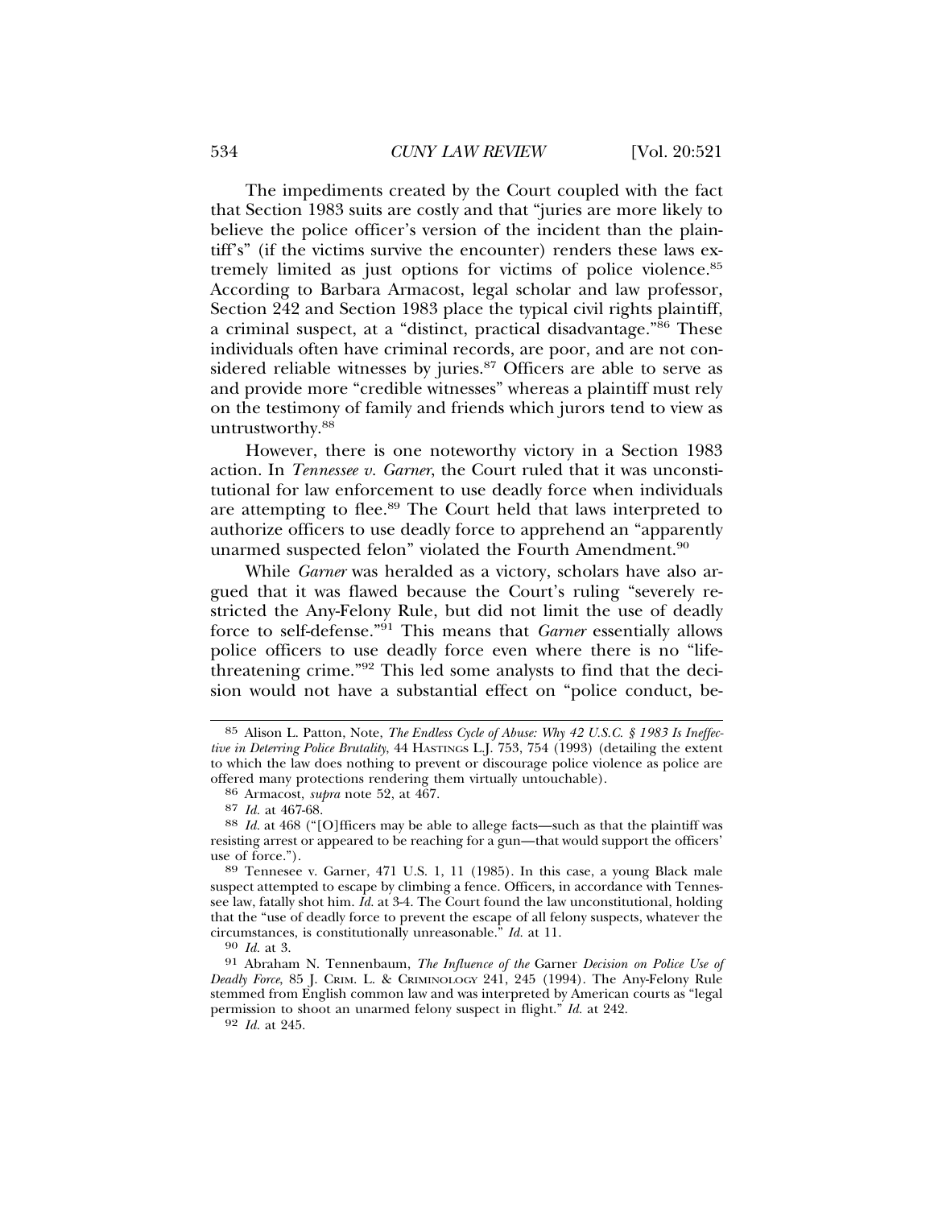The impediments created by the Court coupled with the fact that Section 1983 suits are costly and that "juries are more likely to believe the police officer's version of the incident than the plaintiff's" (if the victims survive the encounter) renders these laws extremely limited as just options for victims of police violence.[85] According to Barbara Armacost, legal scholar and law professor, Section 242 and Section 1983 place the typical civil rights plaintiff, a criminal suspect, at a "distinct, practical disadvantage."[86] These individuals often have criminal records, are poor, and are not considered reliable witnesses by juries.[87] Officers are able to serve as and provide more "credible witnesses" whereas a plaintiff must rely on the testimony of family and friends which jurors tend to view as untrustworthy.[88]

However, there is one noteworthy victory in a Section 1983 action. In *Tennessee v. Garner*, the Court ruled that it was unconstitutional for law enforcement to use deadly force when individuals are attempting to flee.[89] The Court held that laws interpreted to authorize officers to use deadly force to apprehend an "apparently unarmed suspected felon" violated the Fourth Amendment.[90]

While *Garner* was heralded as a victory, scholars have also argued that it was flawed because the Court's ruling "severely restricted the Any-Felony Rule, but did not limit the use of deadly force to self-defense."[91] This means that *Garner* essentially allows police officers to use deadly force even where there is no "life-threatening crime."[92] This led some analysts to find that the decision would not have a substantial effect on "police conduct, be-

---

[85] Alison L. Patton, Note, *The Endless Cycle of Abuse: Why 42 U.S.C. § 1983 Is Ineffective in Deterring Police Brutality*, 44 HASTINGS L.J. 753, 754 (1993) (detailing the extent to which the law does nothing to prevent or discourage police violence as police are offered many protections rendering them virtually untouchable).

[86] Armacost, *supra* note 52, at 467.

[87] *Id.* at 467-68.

[88] *Id.* at 468 ("[O]fficers may be able to allege facts—such as that the plaintiff was resisting arrest or appeared to be reaching for a gun—that would support the officers' use of force.").

[89] Tenesee v. Garner, 471 U.S. 1, 11 (1985). In this case, a young Black male suspect attempted to escape by climbing a fence. Officers, in accordance with Tennessee law, fatally shot him. *Id.* at 3-4. The Court found the law unconstitutional, holding that the "use of deadly force to prevent the escape of all felony suspects, whatever the circumstances, is constitutionally unreasonable." *Id.* at 11.

[90] *Id.* at 3.

[91] Abraham N. Tennenbaum, *The Influence of the* Garner *Decision on Police Use of Deadly Force*, 85 J. CRIM. L. & CRIMINOLOGY 241, 245 (1994). The Any-Felony Rule stemmed from English common law and was interpreted by American courts as "legal permission to shoot an unarmed felony suspect in flight." *Id.* at 242.

[92] *Id.* at 245.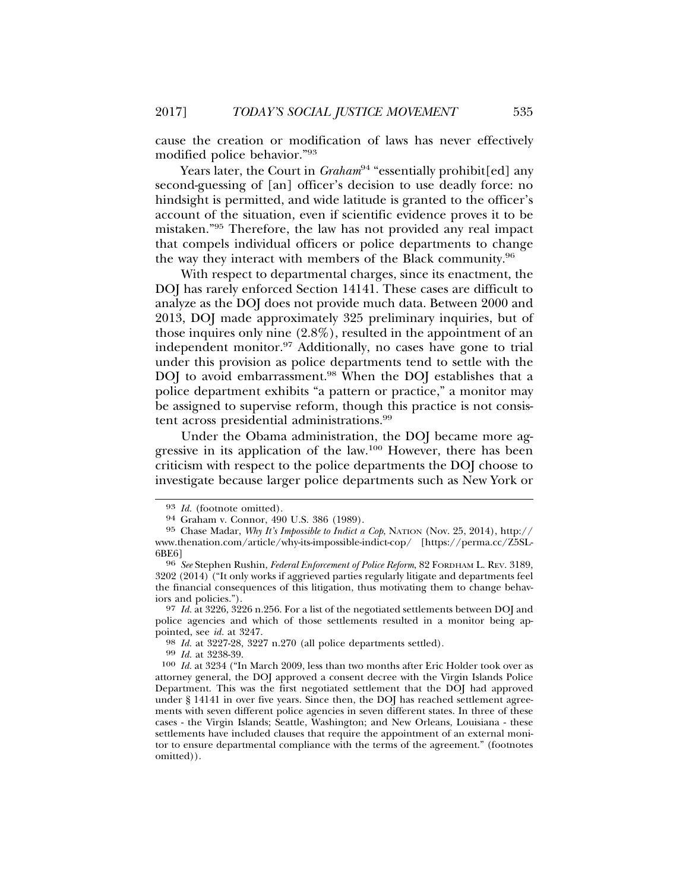cause the creation or modification of laws has never effectively modified police behavior."[93]

Years later, the Court in *Graham*[94] "essentially prohibit[ed] any second-guessing of [an] officer's decision to use deadly force: no hindsight is permitted, and wide latitude is granted to the officer's account of the situation, even if scientific evidence proves it to be mistaken."[95] Therefore, the law has not provided any real impact that compels individual officers or police departments to change the way they interact with members of the Black community.[96]

With respect to departmental charges, since its enactment, the DOJ has rarely enforced Section 14141. These cases are difficult to analyze as the DOJ does not provide much data. Between 2000 and 2013, DOJ made approximately 325 preliminary inquiries, but of those inquires only nine (2.8%), resulted in the appointment of an independent monitor.[97] Additionally, no cases have gone to trial under this provision as police departments tend to settle with the DOJ to avoid embarrassment.[98] When the DOJ establishes that a police department exhibits "a pattern or practice," a monitor may be assigned to supervise reform, though this practice is not consistent across presidential administrations.[99]

Under the Obama administration, the DOJ became more aggressive in its application of the law.[100] However, there has been criticism with respect to the police departments the DOJ choose to investigate because larger police departments such as New York or

---

93 *Id.* (footnote omitted).

94 Graham v. Connor, 490 U.S. 386 (1989).

95 Chase Madar, *Why It's Impossible to Indict a Cop*, NATION (Nov. 25, 2014), http://www.thenation.com/article/why-its-impossible-indict-cop/ [https://perma.cc/Z5SL-6BE6]

96 *See* Stephen Rushin, *Federal Enforcement of Police Reform*, 82 FORDHAM L. REV. 3189, 3202 (2014) ("It only works if aggrieved parties regularly litigate and departments feel the financial consequences of this litigation, thus motivating them to change behaviors and policies.").

97 *Id.* at 3226, 3226 n.256. For a list of the negotiated settlements between DOJ and police agencies and which of those settlements resulted in a monitor being appointed, see *id.* at 3247.

98 *Id.* at 3227-28, 3227 n.270 (all police departments settled).

99 *Id.* at 3238-39.

100 *Id.* at 3234 ("In March 2009, less than two months after Eric Holder took over as attorney general, the DOJ approved a consent decree with the Virgin Islands Police Department. This was the first negotiated settlement that the DOJ had approved under § 14141 in over five years. Since then, the DOJ has reached settlement agreements with seven different police agencies in seven different states. In three of these cases - the Virgin Islands; Seattle, Washington; and New Orleans, Louisiana - these settlements have included clauses that require the appointment of an external monitor to ensure departmental compliance with the terms of the agreement." (footnotes omitted)).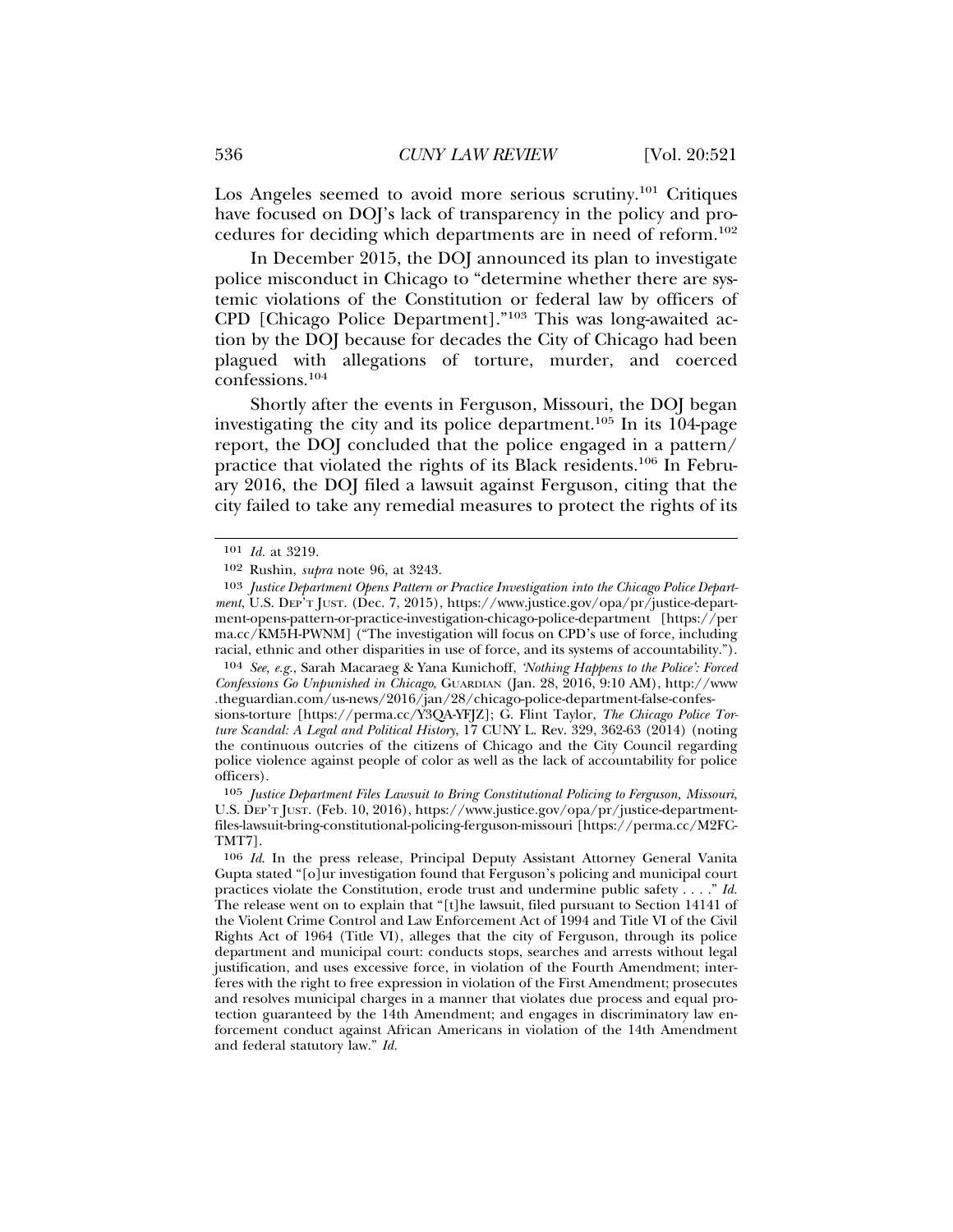Los Angeles seemed to avoid more serious scrutiny.[101] Critiques have focused on DOJ's lack of transparency in the policy and procedures for deciding which departments are in need of reform.[102]

In December 2015, the DOJ announced its plan to investigate police misconduct in Chicago to "determine whether there are systemic violations of the Constitution or federal law by officers of CPD [Chicago Police Department]."[103] This was long-awaited action by the DOJ because for decades the City of Chicago had been plagued with allegations of torture, murder, and coerced confessions.[104]

Shortly after the events in Ferguson, Missouri, the DOJ began investigating the city and its police department.[105] In its 104-page report, the DOJ concluded that the police engaged in a pattern/practice that violated the rights of its Black residents.[106] In February 2016, the DOJ filed a lawsuit against Ferguson, citing that the city failed to take any remedial measures to protect the rights of its

---

101 *Id.* at 3219.

102 Rushin, *supra* note 96, at 3243.

103 *Justice Department Opens Pattern or Practice Investigation into the Chicago Police Department*, U.S. DEP'T JUST. (Dec. 7, 2015), https://www.justice.gov/opa/pr/justice-department-opens-pattern-or-practice-investigation-chicago-police-department [https://perma.cc/KM5H-PWNM] ("The investigation will focus on CPD's use of force, including racial, ethnic and other disparities in use of force, and its systems of accountability.").

104 *See, e.g.*, Sarah Macaraeg & Yana Kunichoff, *'Nothing Happens to the Police': Forced Confessions Go Unpunished in Chicago*, GUARDIAN (Jan. 28, 2016, 9:10 AM), http://www.theguardian.com/us-news/2016/jan/28/chicago-police-department-false-confessions-torture [https://perma.cc/Y3QA-YFJZ]; G. Flint Taylor, *The Chicago Police Torture Scandal: A Legal and Political History*, 17 CUNY L. Rev. 329, 362-63 (2014) (noting the continuous outcries of the citizens of Chicago and the City Council regarding police violence against people of color as well as the lack of accountability for police officers).

105 *Justice Department Files Lawsuit to Bring Constitutional Policing to Ferguson, Missouri*, U.S. DEP'T JUST. (Feb. 10, 2016), https://www.justice.gov/opa/pr/justice-department-files-lawsuit-bring-constitutional-policing-ferguson-missouri [https://perma.cc/M2FC-TMT7].

106 *Id.* In the press release, Principal Deputy Assistant Attorney General Vanita Gupta stated "[o]ur investigation found that Ferguson's policing and municipal court practices violate the Constitution, erode trust and undermine public safety . . . ." *Id.* The release went on to explain that "[t]he lawsuit, filed pursuant to Section 14141 of the Violent Crime Control and Law Enforcement Act of 1994 and Title VI of the Civil Rights Act of 1964 (Title VI), alleges that the city of Ferguson, through its police department and municipal court: conducts stops, searches and arrests without legal justification, and uses excessive force, in violation of the Fourth Amendment; interferes with the right to free expression in violation of the First Amendment; prosecutes and resolves municipal charges in a manner that violates due process and equal protection guaranteed by the 14th Amendment; and engages in discriminatory law enforcement conduct against African Americans in violation of the 14th Amendment and federal statutory law." *Id.*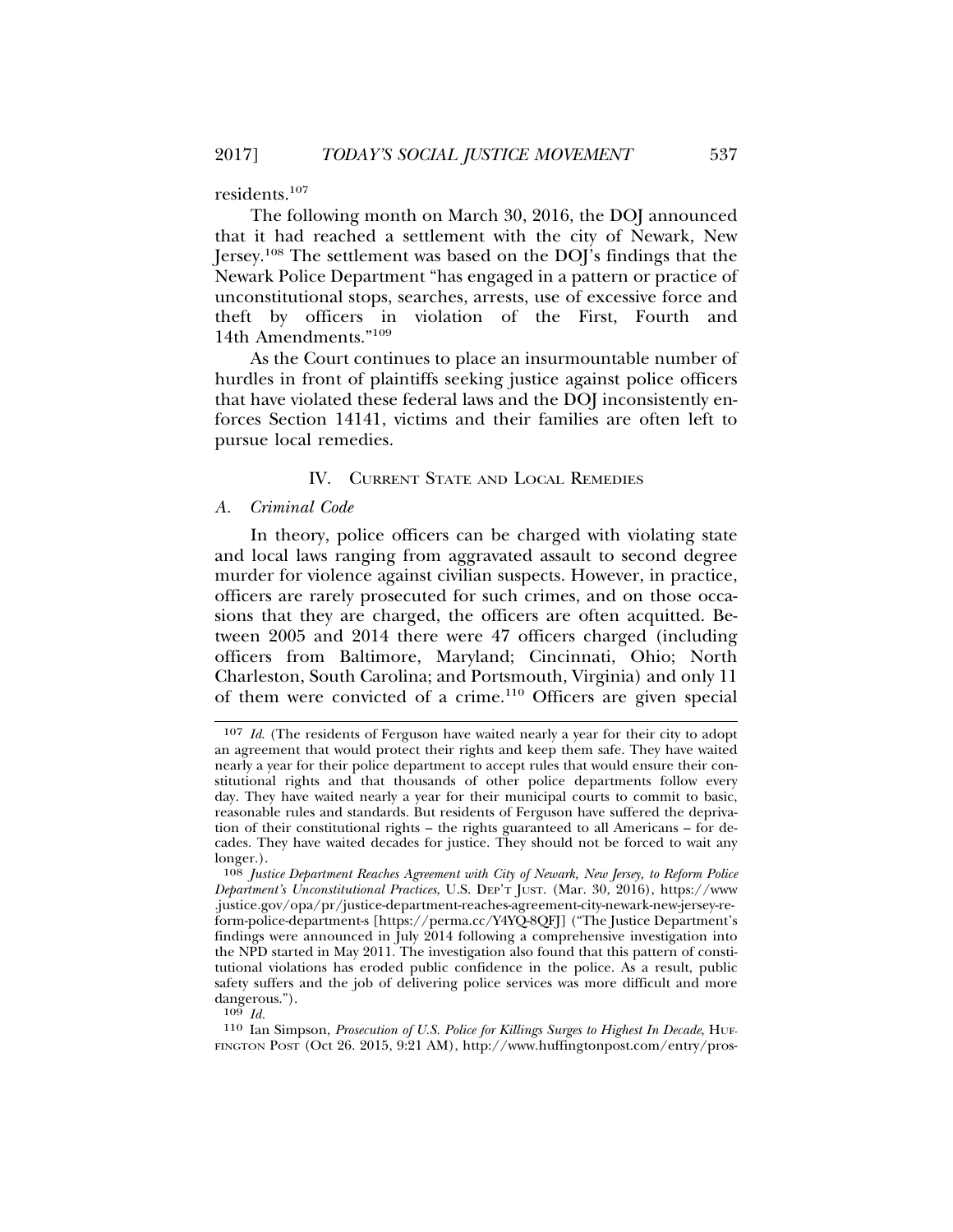residents.[107]

The following month on March 30, 2016, the DOJ announced that it had reached a settlement with the city of Newark, New Jersey.[108] The settlement was based on the DOJ's findings that the Newark Police Department "has engaged in a pattern or practice of unconstitutional stops, searches, arrests, use of excessive force and theft by officers in violation of the First, Fourth and 14th Amendments."[109]

As the Court continues to place an insurmountable number of hurdles in front of plaintiffs seeking justice against police officers that have violated these federal laws and the DOJ inconsistently enforces Section 14141, victims and their families are often left to pursue local remedies.

## IV. Current State and Local Remedies

### A. *Criminal Code*

In theory, police officers can be charged with violating state and local laws ranging from aggravated assault to second degree murder for violence against civilian suspects. However, in practice, officers are rarely prosecuted for such crimes, and on those occasions that they are charged, the officers are often acquitted. Between 2005 and 2014 there were 47 officers charged (including officers from Baltimore, Maryland; Cincinnati, Ohio; North Charleston, South Carolina; and Portsmouth, Virginia) and only 11 of them were convicted of a crime.[110] Officers are given special

---

107 *Id.* (The residents of Ferguson have waited nearly a year for their city to adopt an agreement that would protect their rights and keep them safe. They have waited nearly a year for their police department to accept rules that would ensure their constitutional rights and that thousands of other police departments follow every day. They have waited nearly a year for their municipal courts to commit to basic, reasonable rules and standards. But residents of Ferguson have suffered the deprivation of their constitutional rights – the rights guaranteed to all Americans – for decades. They have waited decades for justice. They should not be forced to wait any longer.).

108 *Justice Department Reaches Agreement with City of Newark, New Jersey, to Reform Police Department's Unconstitutional Practices*, U.S. Dep't Just. (Mar. 30, 2016), https://www.justice.gov/opa/pr/justice-department-reaches-agreement-city-newark-new-jersey-reform-police-department-s [https://perma.cc/Y4YQ-8QFJ] ("The Justice Department's findings were announced in July 2014 following a comprehensive investigation into the NPD started in May 2011. The investigation also found that this pattern of constitutional violations has eroded public confidence in the police. As a result, public safety suffers and the job of delivering police services was more difficult and more dangerous.").

109 *Id.*

110 Ian Simpson, *Prosecution of U.S. Police for Killings Surges to Highest In Decade*, Huffington Post (Oct 26. 2015, 9:21 AM), http://www.huffingtonpost.com/entry/pros-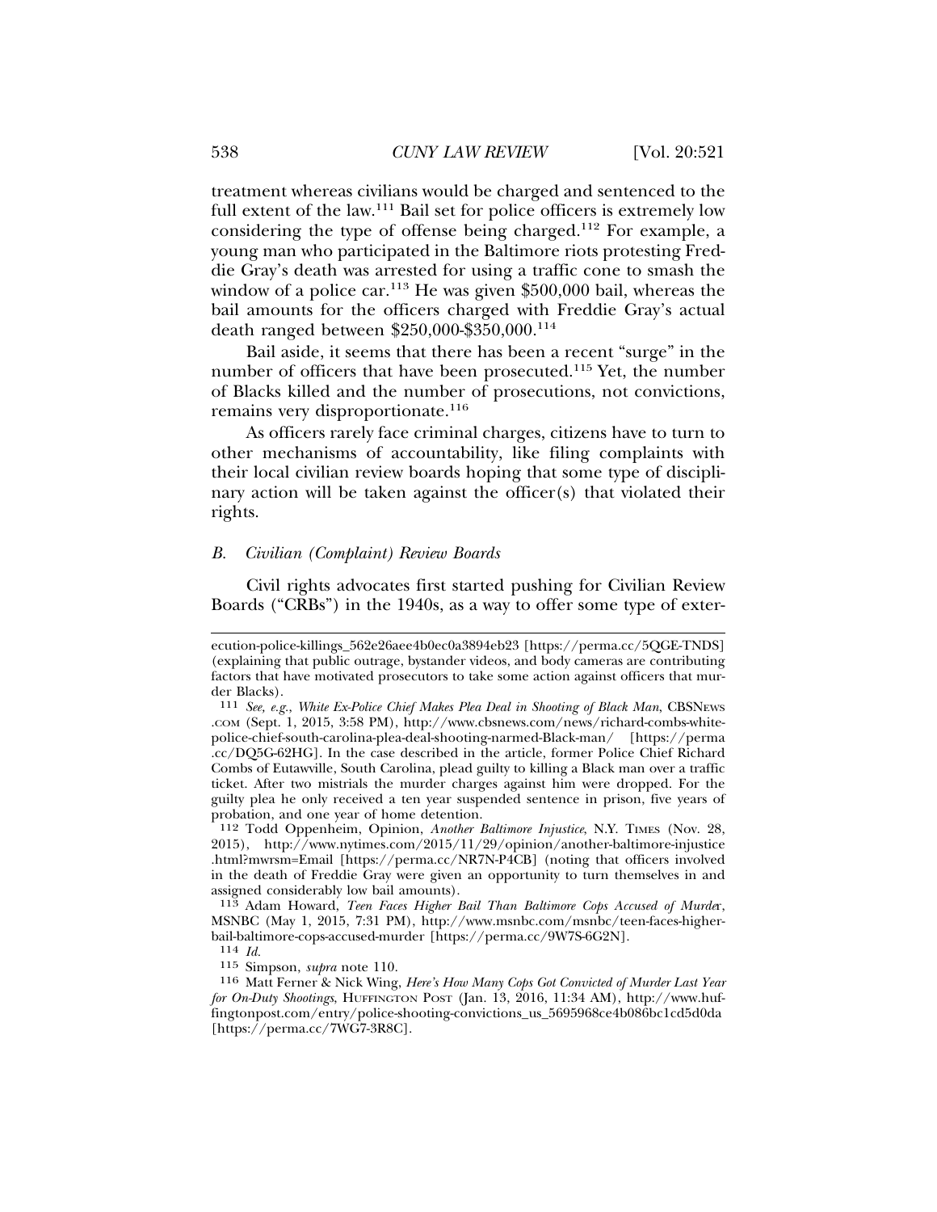treatment whereas civilians would be charged and sentenced to the full extent of the law.[111] Bail set for police officers is extremely low considering the type of offense being charged.[112] For example, a young man who participated in the Baltimore riots protesting Freddie Gray's death was arrested for using a traffic cone to smash the window of a police car.[113] He was given $500,000 bail, whereas the bail amounts for the officers charged with Freddie Gray's actual death ranged between $250,000-$350,000.[114]

Bail aside, it seems that there has been a recent "surge" in the number of officers that have been prosecuted.[115] Yet, the number of Blacks killed and the number of prosecutions, not convictions, remains very disproportionate.[116]

As officers rarely face criminal charges, citizens have to turn to other mechanisms of accountability, like filing complaints with their local civilian review boards hoping that some type of disciplinary action will be taken against the officer(s) that violated their rights.

### *B. Civilian (Complaint) Review Boards*

Civil rights advocates first started pushing for Civilian Review Boards ("CRBs") in the 1940s, as a way to offer some type of exter-

---

ecution-police-killings_562e26aee4b0ec0a3894eb23 [https://perma.cc/5QGE-TNDS] (explaining that public outrage, bystander videos, and body cameras are contributing factors that have motivated prosecutors to take some action against officers that murder Blacks).

111 *See, e.g.*, *White Ex-Police Chief Makes Plea Deal in Shooting of Black Man*, CBSNEWS.COM (Sept. 1, 2015, 3:58 PM), http://www.cbsnews.com/news/richard-combs-white-police-chief-south-carolina-plea-deal-shooting-narmed-Black-man/ [https://perma.cc/DQ5G-62HG]. In the case described in the article, former Police Chief Richard Combs of Eutawville, South Carolina, plead guilty to killing a Black man over a traffic ticket. After two mistrials the murder charges against him were dropped. For the guilty plea he only received a ten year suspended sentence in prison, five years of probation, and one year of home detention.

112 Todd Oppenheim, Opinion, *Another Baltimore Injustice*, N.Y. TIMES (Nov. 28, 2015), http://www.nytimes.com/2015/11/29/opinion/another-baltimore-injustice.html?mwrsm=Email [https://perma.cc/NR7N-P4CB] (noting that officers involved in the death of Freddie Gray were given an opportunity to turn themselves in and assigned considerably low bail amounts).

113 Adam Howard, *Teen Faces Higher Bail Than Baltimore Cops Accused of Murder*, MSNBC (May 1, 2015, 7:31 PM), http://www.msnbc.com/msnbc/teen-faces-higher-bail-baltimore-cops-accused-murder [https://perma.cc/9W7S-6G2N].

114 *Id.*

115 Simpson, *supra* note 110.

116 Matt Ferner & Nick Wing, *Here's How Many Cops Got Convicted of Murder Last Year for On-Duty Shootings*, HUFFINGTON POST (Jan. 13, 2016, 11:34 AM), http://www.huffingtonpost.com/entry/police-shooting-convictions_us_5695968ce4b086bc1cd5d0da [https://perma.cc/7WG7-3R8C].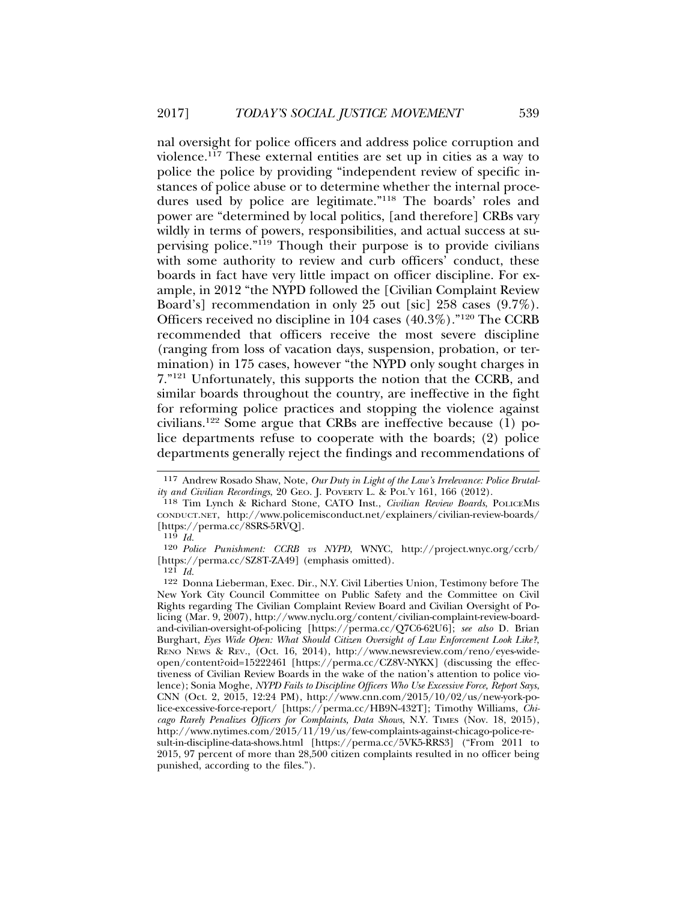nal oversight for police officers and address police corruption and violence.[117] These external entities are set up in cities as a way to police the police by providing "independent review of specific instances of police abuse or to determine whether the internal procedures used by police are legitimate."[118] The boards' roles and power are "determined by local politics, [and therefore] CRBs vary wildly in terms of powers, responsibilities, and actual success at supervising police."[119] Though their purpose is to provide civilians with some authority to review and curb officers' conduct, these boards in fact have very little impact on officer discipline. For example, in 2012 "the NYPD followed the [Civilian Complaint Review Board's] recommendation in only 25 out [sic] 258 cases (9.7%). Officers received no discipline in 104 cases (40.3%)."[120] The CCRB recommended that officers receive the most severe discipline (ranging from loss of vacation days, suspension, probation, or termination) in 175 cases, however "the NYPD only sought charges in 7."[121] Unfortunately, this supports the notion that the CCRB, and similar boards throughout the country, are ineffective in the fight for reforming police practices and stopping the violence against civilians.[122] Some argue that CRBs are ineffective because (1) police departments refuse to cooperate with the boards; (2) police departments generally reject the findings and recommendations of

---

117 Andrew Rosado Shaw, Note, *Our Duty in Light of the Law's Irrelevance: Police Brutality and Civilian Recordings*, 20 GEO. J. POVERTY L. & POL'Y 161, 166 (2012).

118 Tim Lynch & Richard Stone, CATO Inst., *Civilian Review Boards*, POLICEMISCONDUCT.NET, http://www.policemisconduct.net/explainers/civilian-review-boards/ [https://perma.cc/8SRS-5RVQ].

119 *Id.*

120 *Police Punishment: CCRB vs NYPD*, WNYC, http://project.wnyc.org/ccrb/ [https://perma.cc/SZ8T-ZA49] (emphasis omitted).

121 *Id.*

122 Donna Lieberman, Exec. Dir., N.Y. Civil Liberties Union, Testimony before The New York City Council Committee on Public Safety and the Committee on Civil Rights regarding The Civilian Complaint Review Board and Civilian Oversight of Policing (Mar. 9, 2007), http://www.nyclu.org/content/civilian-complaint-review-board-and-civilian-oversight-of-policing [https://perma.cc/Q7C6-62U6]; *see also* D. Brian Burghart, *Eyes Wide Open: What Should Citizen Oversight of Law Enforcement Look Like?*, RENO NEWS & REV., (Oct. 16, 2014), http://www.newsreview.com/reno/eyes-wide-open/content?oid=15222461 [https://perma.cc/CZ8V-NYKX] (discussing the effectiveness of Civilian Review Boards in the wake of the nation's attention to police violence); Sonia Moghe, *NYPD Fails to Discipline Officers Who Use Excessive Force, Report Says*, CNN (Oct. 2, 2015, 12:24 PM), http://www.cnn.com/2015/10/02/us/new-york-police-excessive-force-report/ [https://perma.cc/HB9N-432T]; Timothy Williams, *Chicago Rarely Penalizes Officers for Complaints, Data Shows*, N.Y. TIMES (Nov. 18, 2015), http://www.nytimes.com/2015/11/19/us/few-complaints-against-chicago-police-result-in-discipline-data-shows.html [https://perma.cc/5VK5-RRS3] ("From 2011 to 2015, 97 percent of more than 28,500 citizen complaints resulted in no officer being punished, according to the files.").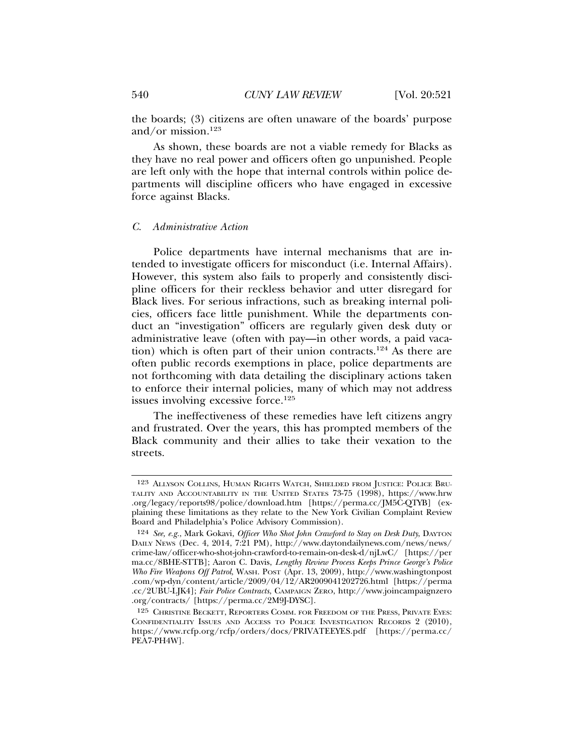the boards; (3) citizens are often unaware of the boards' purpose and/or mission.[123]

As shown, these boards are not a viable remedy for Blacks as they have no real power and officers often go unpunished. People are left only with the hope that internal controls within police departments will discipline officers who have engaged in excessive force against Blacks.

### *C. Administrative Action*

Police departments have internal mechanisms that are intended to investigate officers for misconduct (i.e. Internal Affairs). However, this system also fails to properly and consistently discipline officers for their reckless behavior and utter disregard for Black lives. For serious infractions, such as breaking internal policies, officers face little punishment. While the departments conduct an "investigation" officers are regularly given desk duty or administrative leave (often with pay—in other words, a paid vacation) which is often part of their union contracts.[124] As there are often public records exemptions in place, police departments are not forthcoming with data detailing the disciplinary actions taken to enforce their internal policies, many of which may not address issues involving excessive force.[125]

The ineffectiveness of these remedies have left citizens angry and frustrated. Over the years, this has prompted members of the Black community and their allies to take their vexation to the streets.

---

[123] ALLYSON COLLINS, HUMAN RIGHTS WATCH, SHIELDED FROM JUSTICE: POLICE BRUTALITY AND ACCOUNTABILITY IN THE UNITED STATES 73-75 (1998), https://www.hrw.org/legacy/reports98/police/download.htm [https://perma.cc/JM5C-QTYB] (explaining these limitations as they relate to the New York Civilian Complaint Review Board and Philadelphia's Police Advisory Commission).

[124] *See, e.g.*, Mark Gokavi, *Officer Who Shot John Crawford to Stay on Desk Duty*, DAYTON DAILY NEWS (Dec. 4, 2014, 7:21 PM), http://www.daytondailynews.com/news/news/crime-law/officer-who-shot-john-crawford-to-remain-on-desk-d/njLwC/ [https://perma.cc/8BHE-STTB]; Aaron C. Davis, *Lengthy Review Process Keeps Prince George's Police Who Fire Weapons Off Patrol*, WASH. POST (Apr. 13, 2009), http://www.washingtonpost.com/wp-dyn/content/article/2009/04/12/AR2009041202726.html [https://perma.cc/2UBU-LJK4]; *Fair Police Contracts*, CAMPAIGN ZERO, http://www.joincampaignzero.org/contracts/ [https://perma.cc/2M9J-DYSC].

[125] CHRISTINE BECKETT, REPORTERS COMM. FOR FREEDOM OF THE PRESS, PRIVATE EYES: CONFIDENTIALITY ISSUES AND ACCESS TO POLICE INVESTIGATION RECORDS 2 (2010), https://www.rcfp.org/rcfp/orders/docs/PRIVATEEYES.pdf [https://perma.cc/PEA7-PH4W].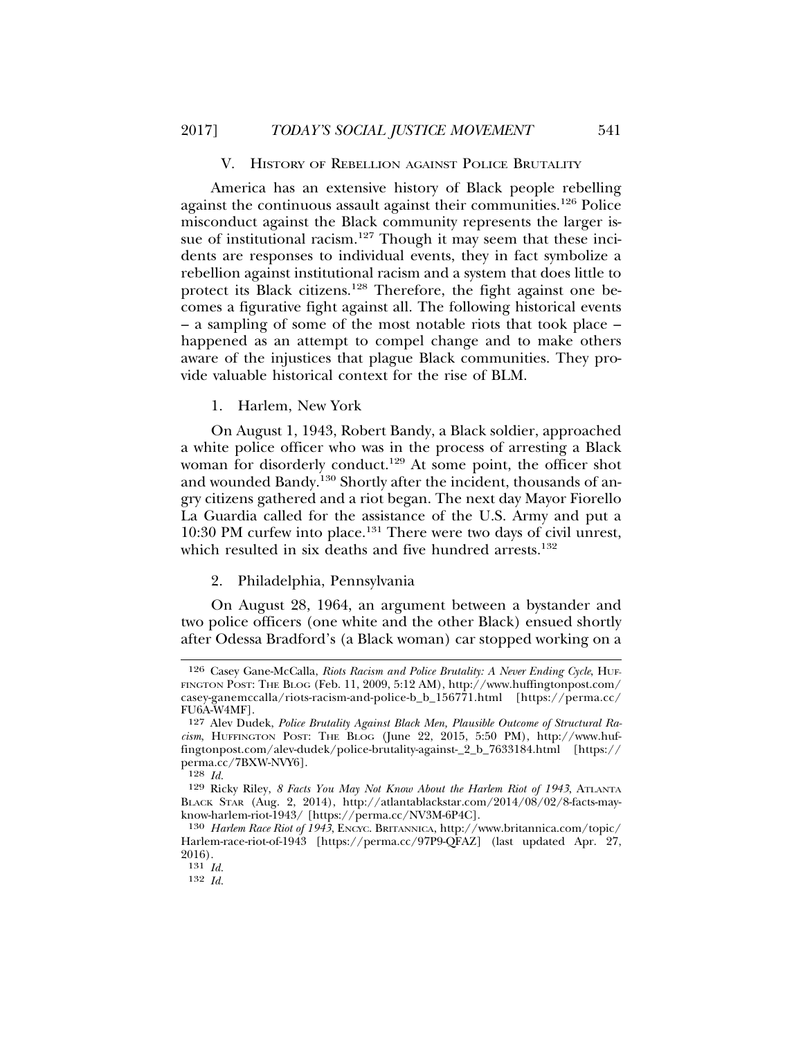## V. History of Rebellion against Police Brutality

America has an extensive history of Black people rebelling against the continuous assault against their communities.[126] Police misconduct against the Black community represents the larger issue of institutional racism.[127] Though it may seem that these incidents are responses to individual events, they in fact symbolize a rebellion against institutional racism and a system that does little to protect its Black citizens.[128] Therefore, the fight against one becomes a figurative fight against all. The following historical events – a sampling of some of the most notable riots that took place – happened as an attempt to compel change and to make others aware of the injustices that plague Black communities. They provide valuable historical context for the rise of BLM.

### 1. Harlem, New York

On August 1, 1943, Robert Bandy, a Black soldier, approached a white police officer who was in the process of arresting a Black woman for disorderly conduct.[129] At some point, the officer shot and wounded Bandy.[130] Shortly after the incident, thousands of angry citizens gathered and a riot began. The next day Mayor Fiorello La Guardia called for the assistance of the U.S. Army and put a 10:30 PM curfew into place.[131] There were two days of civil unrest, which resulted in six deaths and five hundred arrests.[132]

### 2. Philadelphia, Pennsylvania

On August 28, 1964, an argument between a bystander and two police officers (one white and the other Black) ensued shortly after Odessa Bradford's (a Black woman) car stopped working on a

---

126 Casey Gane-McCalla, *Riots Racism and Police Brutality: A Never Ending Cycle*, Huffington Post: The Blog (Feb. 11, 2009, 5:12 AM), http://www.huffingtonpost.com/casey-ganemccalla/riots-racism-and-police-b_b_156771.html [https://perma.cc/FU6A-W4MF].

127 Alev Dudek, *Police Brutality Against Black Men, Plausible Outcome of Structural Racism*, Huffington Post: The Blog (June 22, 2015, 5:50 PM), http://www.huffingtonpost.com/alev-dudek/police-brutality-against-_2_b_7633184.html [https://perma.cc/7BXW-NVY6].

128 *Id.*

129 Ricky Riley, *8 Facts You May Not Know About the Harlem Riot of 1943*, Atlanta Black Star (Aug. 2, 2014), http://atlantablackstar.com/2014/08/02/8-facts-may-know-harlem-riot-1943/ [https://perma.cc/NV3M-6P4C].

130 *Harlem Race Riot of 1943*, Encyc. Britannica, http://www.britannica.com/topic/Harlem-race-riot-of-1943 [https://perma.cc/97P9-QFAZ] (last updated Apr. 27, 2016).

131 *Id.*

132 *Id.*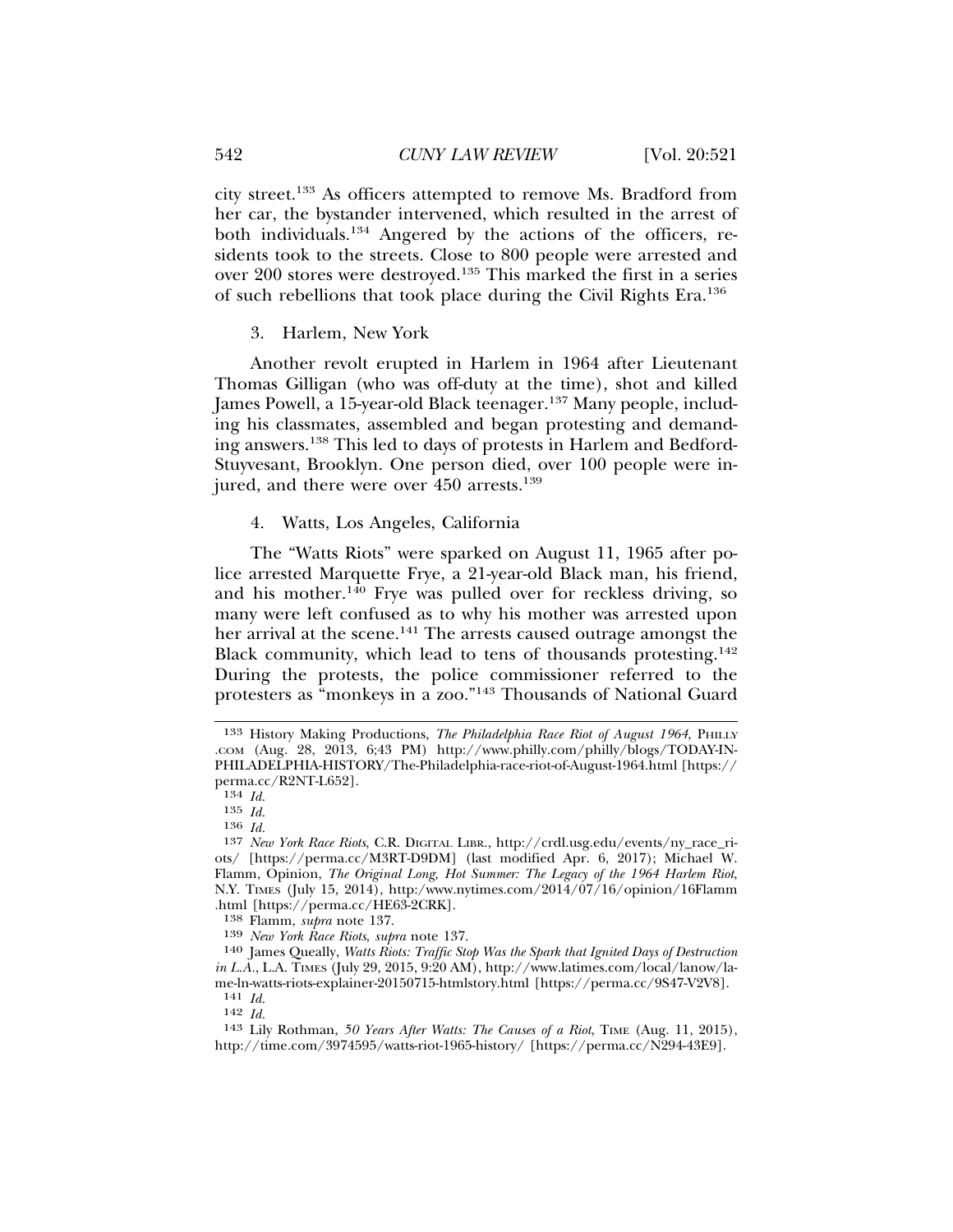city street.[133] As officers attempted to remove Ms. Bradford from her car, the bystander intervened, which resulted in the arrest of both individuals.[134] Angered by the actions of the officers, residents took to the streets. Close to 800 people were arrested and over 200 stores were destroyed.[135] This marked the first in a series of such rebellions that took place during the Civil Rights Era.[136]

### 3. Harlem, New York

Another revolt erupted in Harlem in 1964 after Lieutenant Thomas Gilligan (who was off-duty at the time), shot and killed James Powell, a 15-year-old Black teenager.[137] Many people, including his classmates, assembled and began protesting and demanding answers.[138] This led to days of protests in Harlem and Bedford-Stuyvesant, Brooklyn. One person died, over 100 people were injured, and there were over 450 arrests.[139]

### 4. Watts, Los Angeles, California

The "Watts Riots" were sparked on August 11, 1965 after police arrested Marquette Frye, a 21-year-old Black man, his friend, and his mother.[140] Frye was pulled over for reckless driving, so many were left confused as to why his mother was arrested upon her arrival at the scene.[141] The arrests caused outrage amongst the Black community, which lead to tens of thousands protesting.[142] During the protests, the police commissioner referred to the protesters as "monkeys in a zoo."[143] Thousands of National Guard

---

133 History Making Productions, *The Philadelphia Race Riot of August 1964*, PHILLY.COM (Aug. 28, 2013, 6;43 PM) http://www.philly.com/philly/blogs/TODAY-IN-PHILADELPHIA-HISTORY/The-Philadelphia-race-riot-of-August-1964.html [https://perma.cc/R2NT-L652].

134 *Id.*

135 *Id.*

136 *Id.*

137 *New York Race Riots*, C.R. DIGITAL LIBR., http://crdl.usg.edu/events/ny_race_riots/ [https://perma.cc/M3RT-D9DM] (last modified Apr. 6, 2017); Michael W. Flamm, Opinion, *The Original Long, Hot Summer: The Legacy of the 1964 Harlem Riot*, N.Y. TIMES (July 15, 2014), http:/www.nytimes.com/2014/07/16/opinion/16Flamm.html [https://perma.cc/HE63-2CRK].

138 Flamm, *supra* note 137.

139 *New York Race Riots*, *supra* note 137.

140 James Queally, *Watts Riots: Traffic Stop Was the Spark that Ignited Days of Destruction in L.A.*, L.A. TIMES (July 29, 2015, 9:20 AM), http://www.latimes.com/local/lanow/la-me-ln-watts-riots-explainer-20150715-htmlstory.html [https://perma.cc/9S47-V2V8].

141 *Id.*

142 *Id.*

143 Lily Rothman, *50 Years After Watts: The Causes of a Riot*, TIME (Aug. 11, 2015), http://time.com/3974595/watts-riot-1965-history/ [https://perma.cc/N294-43E9].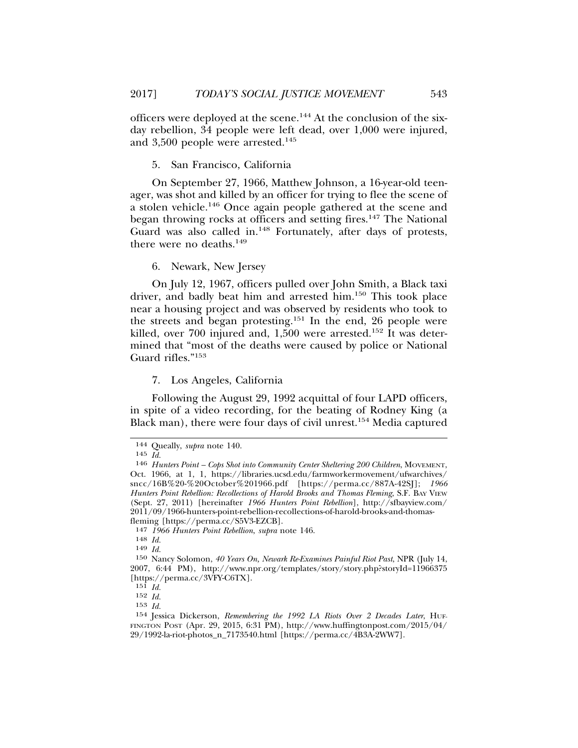officers were deployed at the scene.[144] At the conclusion of the six-day rebellion, 34 people were left dead, over 1,000 were injured, and 3,500 people were arrested.[145]

5. San Francisco, California

On September 27, 1966, Matthew Johnson, a 16-year-old teenager, was shot and killed by an officer for trying to flee the scene of a stolen vehicle.[146] Once again people gathered at the scene and began throwing rocks at officers and setting fires.[147] The National Guard was also called in.[148] Fortunately, after days of protests, there were no deaths.[149]

6. Newark, New Jersey

On July 12, 1967, officers pulled over John Smith, a Black taxi driver, and badly beat him and arrested him.[150] This took place near a housing project and was observed by residents who took to the streets and began protesting.[151] In the end, 26 people were killed, over 700 injured and, 1,500 were arrested.[152] It was determined that "most of the deaths were caused by police or National Guard rifles."[153]

7. Los Angeles, California

Following the August 29, 1992 acquittal of four LAPD officers, in spite of a video recording, for the beating of Rodney King (a Black man), there were four days of civil unrest.[154] Media captured

---

144 Queally, *supra* note 140.

145 *Id.*

146 *Hunters Point – Cops Shot into Community Center Sheltering 200 Children*, MOVEMENT, Oct. 1966, at 1, 1, https://libraries.ucsd.edu/farmworkermovement/ufwarchives/sncc/16B%20-%20October%201966.pdf [https://perma.cc/887A-42SJ]; *1966 Hunters Point Rebellion: Recollections of Harold Brooks and Thomas Fleming*, S.F. BAY VIEW (Sept. 27, 2011) [hereinafter *1966 Hunters Point Rebellion*], http://sfbayview.com/2011/09/1966-hunters-point-rebellion-recollections-of-harold-brooks-and-thomas-fleming [https://perma.cc/S5V3-EZCB].

147 *1966 Hunters Point Rebellion*, *supra* note 146.

148 *Id.*

149 *Id.*

150 Nancy Solomon, *40 Years On, Newark Re-Examines Painful Riot Past*, NPR (July 14, 2007, 6:44 PM), http://www.npr.org/templates/story/story.php?storyId=11966375 [https://perma.cc/3VFY-C6TX].

151 *Id.*

152 *Id.*

153 *Id.*

154 Jessica Dickerson, *Remembering the 1992 LA Riots Over 2 Decades Later*, HUFFINGTON POST (Apr. 29, 2015, 6:31 PM), http://www.huffingtonpost.com/2015/04/29/1992-la-riot-photos_n_7173540.html [https://perma.cc/4B3A-2WW7].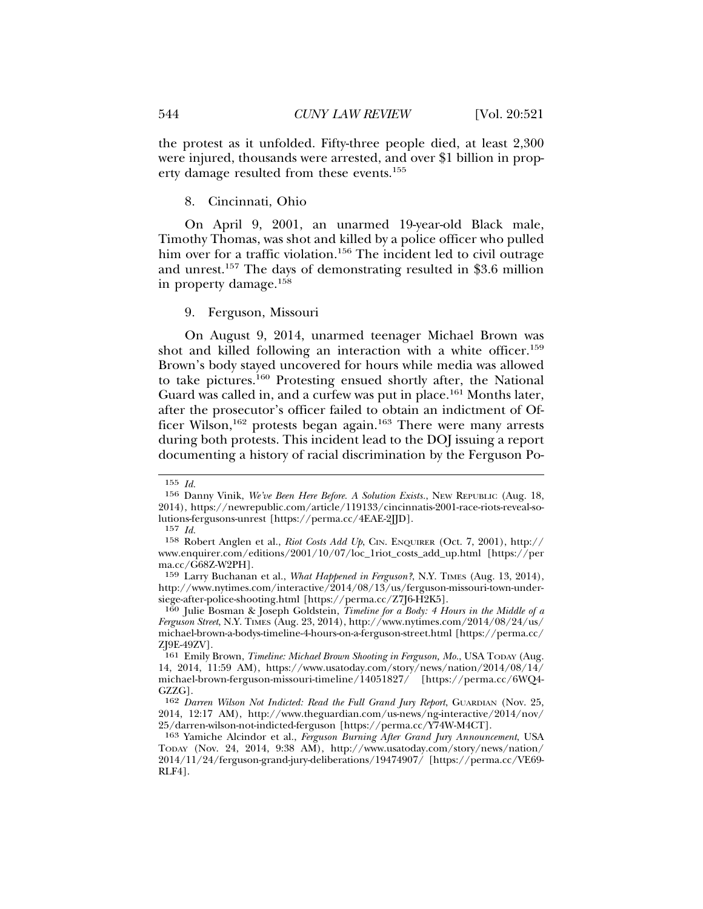the protest as it unfolded. Fifty-three people died, at least 2,300 were injured, thousands were arrested, and over $1 billion in property damage resulted from these events.[155]

8. Cincinnati, Ohio

On April 9, 2001, an unarmed 19-year-old Black male, Timothy Thomas, was shot and killed by a police officer who pulled him over for a traffic violation.[156] The incident led to civil outrage and unrest.[157] The days of demonstrating resulted in $3.6 million in property damage.[158]

9. Ferguson, Missouri

On August 9, 2014, unarmed teenager Michael Brown was shot and killed following an interaction with a white officer.[159] Brown's body stayed uncovered for hours while media was allowed to take pictures.[160] Protesting ensued shortly after, the National Guard was called in, and a curfew was put in place.[161] Months later, after the prosecutor's officer failed to obtain an indictment of Officer Wilson,[162] protests began again.[163] There were many arrests during both protests. This incident lead to the DOJ issuing a report documenting a history of racial discrimination by the Ferguson Po-

---

155 *Id.*

156 Danny Vinik, *We've Been Here Before. A Solution Exists.*, NEW REPUBLIC (Aug. 18, 2014), https://newrepublic.com/article/119133/cincinnatis-2001-race-riots-reveal-solutions-fergusons-unrest [https://perma.cc/4EAE-2JJD].

157 *Id.*

158 Robert Anglen et al., *Riot Costs Add Up*, CIN. ENQUIRER (Oct. 7, 2001), http://www.enquirer.com/editions/2001/10/07/loc_1riot_costs_add_up.html [https://perma.cc/G68Z-W2PH].

159 Larry Buchanan et al., *What Happened in Ferguson?*, N.Y. TIMES (Aug. 13, 2014), http://www.nytimes.com/interactive/2014/08/13/us/ferguson-missouri-town-under-siege-after-police-shooting.html [https://perma.cc/Z7J6-H2K5].

160 Julie Bosman & Joseph Goldstein, *Timeline for a Body: 4 Hours in the Middle of a Ferguson Street*, N.Y. TIMES (Aug. 23, 2014), http://www.nytimes.com/2014/08/24/us/michael-brown-a-bodys-timeline-4-hours-on-a-ferguson-street.html [https://perma.cc/ZJ9E-49ZV].

161 Emily Brown, *Timeline: Michael Brown Shooting in Ferguson, Mo.*, USA TODAY (Aug. 14, 2014, 11:59 AM), https://www.usatoday.com/story/news/nation/2014/08/14/michael-brown-ferguson-missouri-timeline/14051827/ [https://perma.cc/6WQ4-GZZG].

162 *Darren Wilson Not Indicted: Read the Full Grand Jury Report*, GUARDIAN (Nov. 25, 2014, 12:17 AM), http://www.theguardian.com/us-news/ng-interactive/2014/nov/25/darren-wilson-not-indicted-ferguson [https://perma.cc/Y74W-M4CT].

163 Yamiche Alcindor et al., *Ferguson Burning After Grand Jury Announcement*, USA TODAY (Nov. 24, 2014, 9:38 AM), http://www.usatoday.com/story/news/nation/2014/11/24/ferguson-grand-jury-deliberations/19474907/ [https://perma.cc/VE69-RLF4].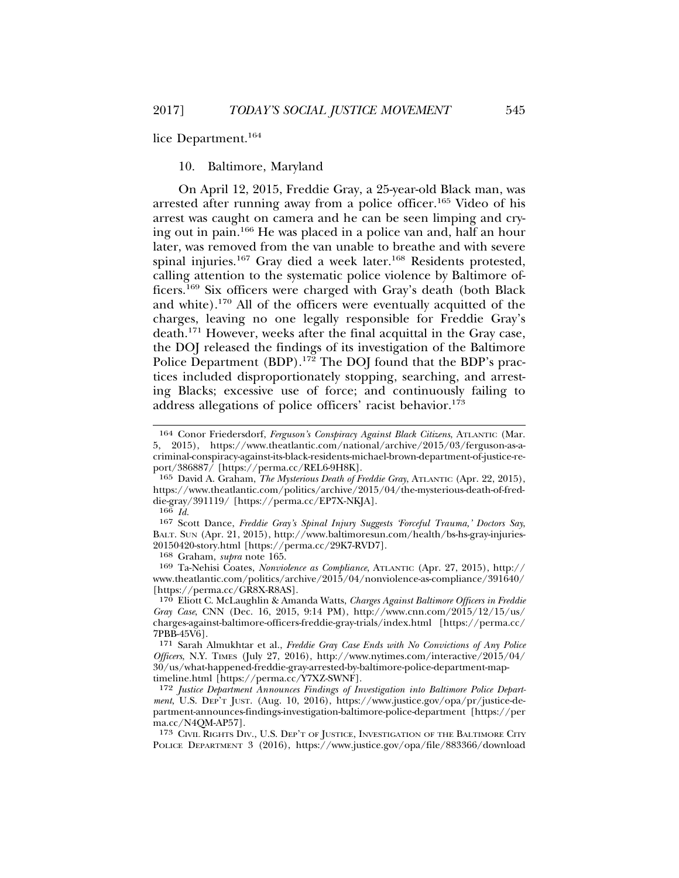lice Department.[164]

10. Baltimore, Maryland

On April 12, 2015, Freddie Gray, a 25-year-old Black man, was arrested after running away from a police officer.[165] Video of his arrest was caught on camera and he can be seen limping and crying out in pain.[166] He was placed in a police van and, half an hour later, was removed from the van unable to breathe and with severe spinal injuries.[167] Gray died a week later.[168] Residents protested, calling attention to the systematic police violence by Baltimore officers.[169] Six officers were charged with Gray's death (both Black and white).[170] All of the officers were eventually acquitted of the charges, leaving no one legally responsible for Freddie Gray's death.[171] However, weeks after the final acquittal in the Gray case, the DOJ released the findings of its investigation of the Baltimore Police Department (BDP).[172] The DOJ found that the BDP's practices included disproportionately stopping, searching, and arresting Blacks; excessive use of force; and continuously failing to address allegations of police officers' racist behavior.[173]

---

164 Conor Friedersdorf, *Ferguson's Conspiracy Against Black Citizens*, ATLANTIC (Mar. 5, 2015), https://www.theatlantic.com/national/archive/2015/03/ferguson-as-a-criminal-conspiracy-against-its-black-residents-michael-brown-department-of-justice-report/386887/ [https://perma.cc/REL6-9H8K].

165 David A. Graham, *The Mysterious Death of Freddie Gray*, ATLANTIC (Apr. 22, 2015), https://www.theatlantic.com/politics/archive/2015/04/the-mysterious-death-of-freddie-gray/391119/ [https://perma.cc/EP7X-NKJA].

166 *Id.*

167 Scott Dance, *Freddie Gray's Spinal Injury Suggests 'Forceful Trauma,' Doctors Say*, BALT. SUN (Apr. 21, 2015), http://www.baltimoresun.com/health/bs-hs-gray-injuries-20150420-story.html [https://perma.cc/29K7-RVD7].

168 Graham, *supra* note 165.

169 Ta-Nehisi Coates, *Nonviolence as Compliance*, ATLANTIC (Apr. 27, 2015), http://www.theatlantic.com/politics/archive/2015/04/nonviolence-as-compliance/391640/ [https://perma.cc/GR8X-R8AS].

170 Eliott C. McLaughlin & Amanda Watts, *Charges Against Baltimore Officers in Freddie Gray Case*, CNN (Dec. 16, 2015, 9:14 PM), http://www.cnn.com/2015/12/15/us/charges-against-baltimore-officers-freddie-gray-trials/index.html [https://perma.cc/7PBB-45V6].

171 Sarah Almukhtar et al., *Freddie Gray Case Ends with No Convictions of Any Police Officers*, N.Y. TIMES (July 27, 2016), http://www.nytimes.com/interactive/2015/04/30/us/what-happened-freddie-gray-arrested-by-baltimore-police-department-map-timeline.html [https://perma.cc/Y7XZ-SWNF].

172 *Justice Department Announces Findings of Investigation into Baltimore Police Department*, U.S. DEP'T JUST. (Aug. 10, 2016), https://www.justice.gov/opa/pr/justice-department-announces-findings-investigation-baltimore-police-department [https://perma.cc/N4QM-AP57].

173 CIVIL RIGHTS DIV., U.S. DEP'T OF JUSTICE, INVESTIGATION OF THE BALTIMORE CITY POLICE DEPARTMENT 3 (2016), https://www.justice.gov/opa/file/883366/download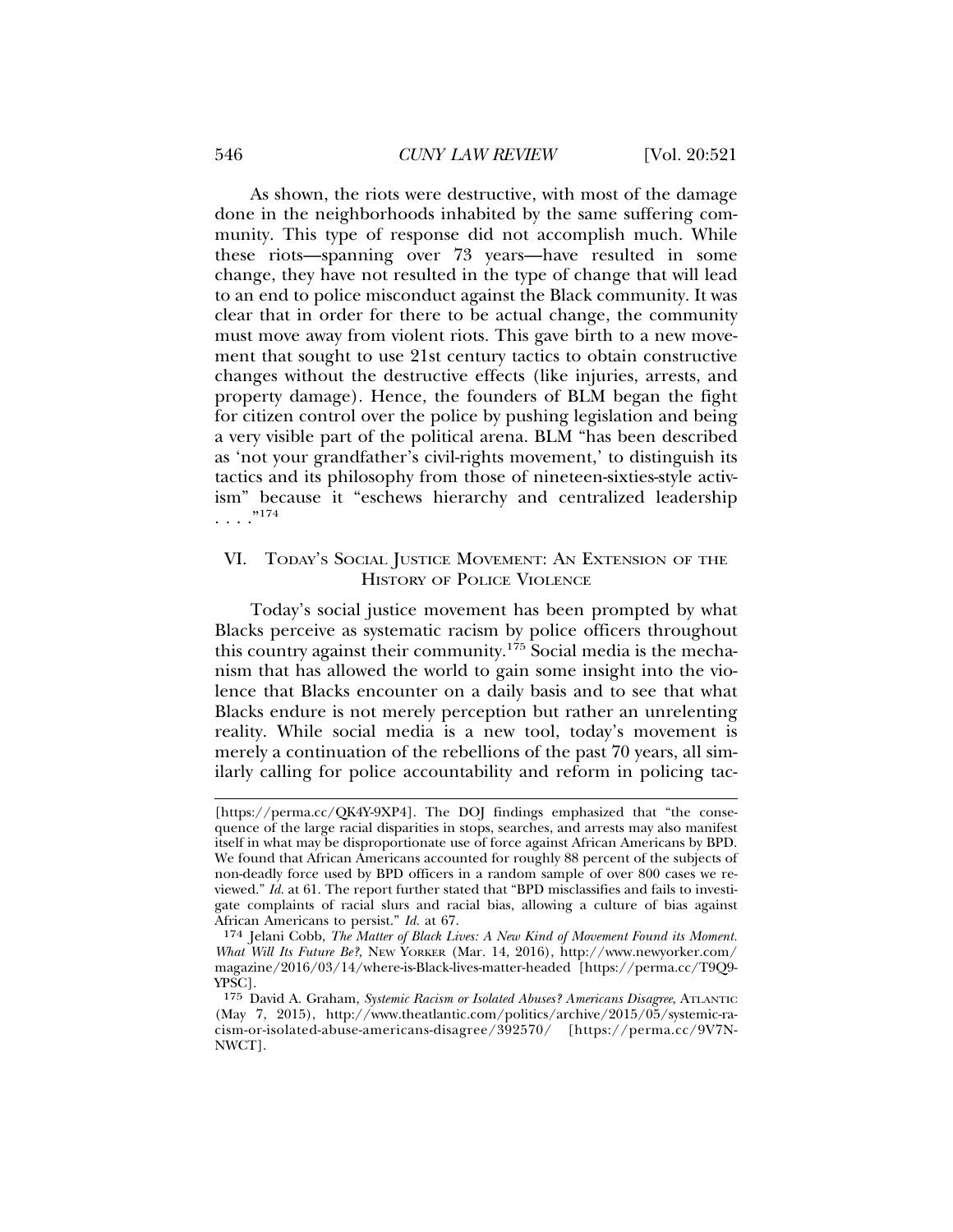As shown, the riots were destructive, with most of the damage done in the neighborhoods inhabited by the same suffering community. This type of response did not accomplish much. While these riots—spanning over 73 years—have resulted in some change, they have not resulted in the type of change that will lead to an end to police misconduct against the Black community. It was clear that in order for there to be actual change, the community must move away from violent riots. This gave birth to a new movement that sought to use 21st century tactics to obtain constructive changes without the destructive effects (like injuries, arrests, and property damage). Hence, the founders of BLM began the fight for citizen control over the police by pushing legislation and being a very visible part of the political arena. BLM "has been described as 'not your grandfather's civil-rights movement,' to distinguish its tactics and its philosophy from those of nineteen-sixties-style activism" because it "eschews hierarchy and centralized leadership . . . ."[174]

## VI. Today's Social Justice Movement: An Extension of the History of Police Violence

Today's social justice movement has been prompted by what Blacks perceive as systematic racism by police officers throughout this country against their community.[175] Social media is the mechanism that has allowed the world to gain some insight into the violence that Blacks encounter on a daily basis and to see that what Blacks endure is not merely perception but rather an unrelenting reality. While social media is a new tool, today's movement is merely a continuation of the rebellions of the past 70 years, all similarly calling for police accountability and reform in policing tac-

---

[https://perma.cc/QK4Y-9XP4]. The DOJ findings emphasized that "the consequence of the large racial disparities in stops, searches, and arrests may also manifest itself in what may be disproportionate use of force against African Americans by BPD. We found that African Americans accounted for roughly 88 percent of the subjects of non-deadly force used by BPD officers in a random sample of over 800 cases we reviewed." *Id.* at 61. The report further stated that "BPD misclassifies and fails to investigate complaints of racial slurs and racial bias, allowing a culture of bias against African Americans to persist." *Id.* at 67.

174 Jelani Cobb, *The Matter of Black Lives: A New Kind of Movement Found its Moment. What Will Its Future Be?*, New Yorker (Mar. 14, 2016), http://www.newyorker.com/magazine/2016/03/14/where-is-Black-lives-matter-headed [https://perma.cc/T9Q9-YPSC].

175 David A. Graham, *Systemic Racism or Isolated Abuses? Americans Disagree*, Atlantic (May 7, 2015), http://www.theatlantic.com/politics/archive/2015/05/systemic-racism-or-isolated-abuse-americans-disagree/392570/ [https://perma.cc/9V7N-NWCT].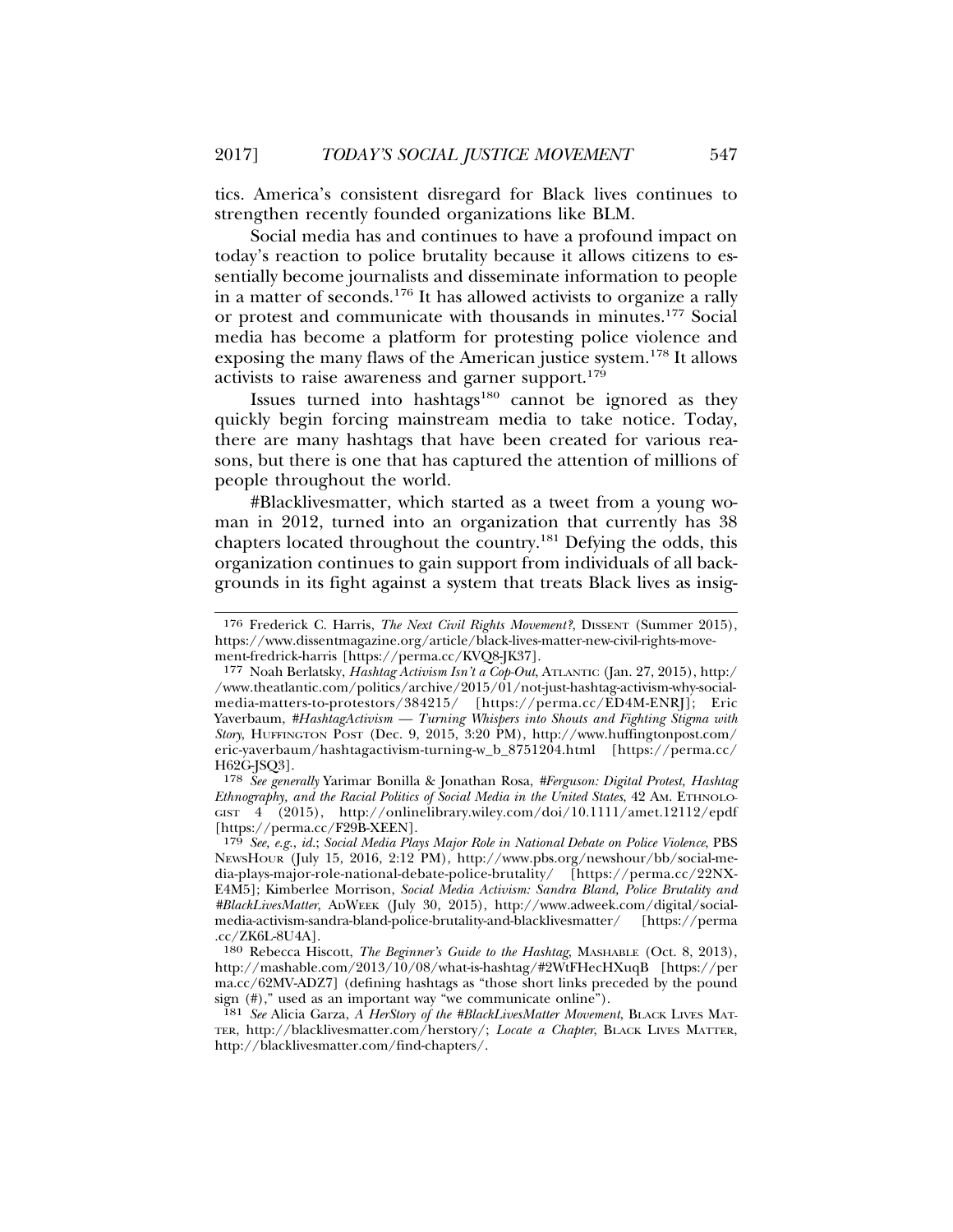tics. America's consistent disregard for Black lives continues to strengthen recently founded organizations like BLM.

Social media has and continues to have a profound impact on today's reaction to police brutality because it allows citizens to essentially become journalists and disseminate information to people in a matter of seconds.[176] It has allowed activists to organize a rally or protest and communicate with thousands in minutes.[177] Social media has become a platform for protesting police violence and exposing the many flaws of the American justice system.[178] It allows activists to raise awareness and garner support.[179]

Issues turned into hashtags[180] cannot be ignored as they quickly begin forcing mainstream media to take notice. Today, there are many hashtags that have been created for various reasons, but there is one that has captured the attention of millions of people throughout the world.

#Blacklivesmatter, which started as a tweet from a young woman in 2012, turned into an organization that currently has 38 chapters located throughout the country.[181] Defying the odds, this organization continues to gain support from individuals of all backgrounds in its fight against a system that treats Black lives as insig-

---

176 Frederick C. Harris, *The Next Civil Rights Movement?*, DISSENT (Summer 2015), https://www.dissentmagazine.org/article/black-lives-matter-new-civil-rights-movement-fredrick-harris [https://perma.cc/KVQ8-JK37].

177 Noah Berlatsky, *Hashtag Activism Isn't a Cop-Out*, ATLANTIC (Jan. 27, 2015), http://www.theatlantic.com/politics/archive/2015/01/not-just-hashtag-activism-why-social-media-matters-to-protestors/384215/ [https://perma.cc/ED4M-ENRJ]; Eric Yaverbaum, *#HashtagActivism — Turning Whispers into Shouts and Fighting Stigma with Story*, HUFFINGTON POST (Dec. 9, 2015, 3:20 PM), http://www.huffingtonpost.com/eric-yaverbaum/hashtagactivism-turning-w_b_8751204.html [https://perma.cc/H62G-JSQ3].

178 *See generally* Yarimar Bonilla & Jonathan Rosa, *#Ferguson: Digital Protest, Hashtag Ethnography, and the Racial Politics of Social Media in the United States*, 42 AM. ETHNOLOGIST 4 (2015), http://onlinelibrary.wiley.com/doi/10.1111/amet.12112/epdf [https://perma.cc/F29B-XEEN].

179 *See, e.g.*, *id.*; *Social Media Plays Major Role in National Debate on Police Violence*, PBS NEWSHOUR (July 15, 2016, 2:12 PM), http://www.pbs.org/newshour/bb/social-media-plays-major-role-national-debate-police-brutality/ [https://perma.cc/22NX-E4M5]; Kimberlee Morrison, *Social Media Activism: Sandra Bland, Police Brutality and #BlackLivesMatter*, ADWEEK (July 30, 2015), http://www.adweek.com/digital/social-media-activism-sandra-bland-police-brutality-and-blacklivesmatter/ [https://perma.cc/ZK6L-8U4A].

180 Rebecca Hiscott, *The Beginner's Guide to the Hashtag*, MASHABLE (Oct. 8, 2013), http://mashable.com/2013/10/08/what-is-hashtag/#2WtFHecHXuqB [https://perma.cc/62MV-ADZ7] (defining hashtags as "those short links preceded by the pound sign (#)," used as an important way "we communicate online").

181 *See* Alicia Garza, *A HerStory of the #BlackLivesMatter Movement*, BLACK LIVES MATTER, http://blacklivesmatter.com/herstory/; *Locate a Chapter*, BLACK LIVES MATTER, http://blacklivesmatter.com/find-chapters/.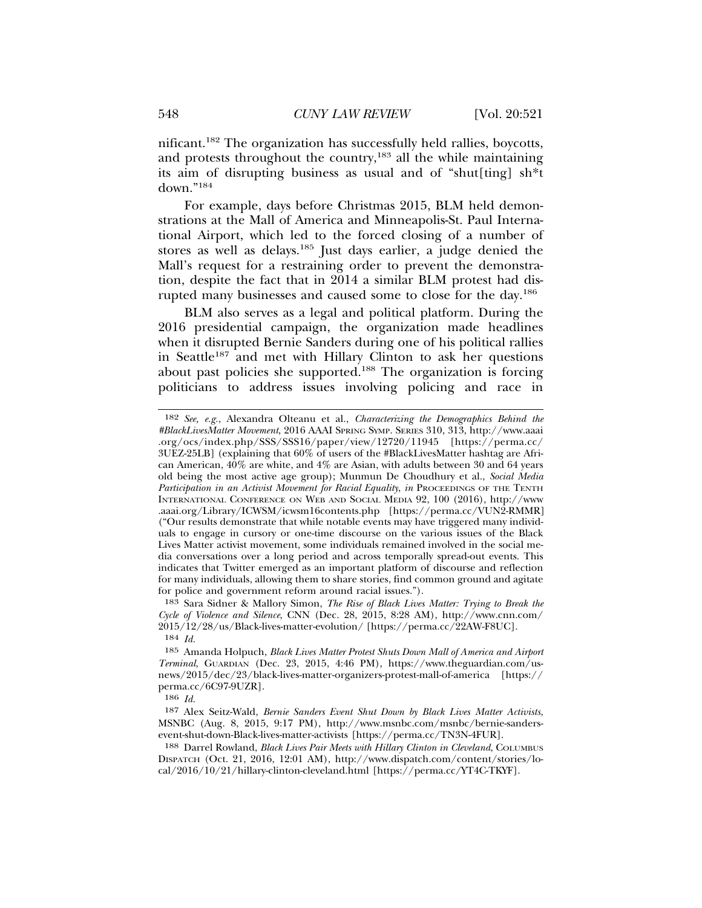nificant.[182] The organization has successfully held rallies, boycotts, and protests throughout the country,[183] all the while maintaining its aim of disrupting business as usual and of "shut[ting] sh*t down."[184]

For example, days before Christmas 2015, BLM held demonstrations at the Mall of America and Minneapolis-St. Paul International Airport, which led to the forced closing of a number of stores as well as delays.[185] Just days earlier, a judge denied the Mall's request for a restraining order to prevent the demonstration, despite the fact that in 2014 a similar BLM protest had disrupted many businesses and caused some to close for the day.[186]

BLM also serves as a legal and political platform. During the 2016 presidential campaign, the organization made headlines when it disrupted Bernie Sanders during one of his political rallies in Seattle[187] and met with Hillary Clinton to ask her questions about past policies she supported.[188] The organization is forcing politicians to address issues involving policing and race in

---

182 *See, e.g.*, Alexandra Olteanu et al., *Characterizing the Demographics Behind the #BlackLivesMatter Movement*, 2016 AAAI SPRING SYMP. SERIES 310, 313, http://www.aaai.org/ocs/index.php/SSS/SSS16/paper/view/12720/11945 [https://perma.cc/3UEZ-25LB] (explaining that 60% of users of the #BlackLivesMatter hashtag are African American, 40% are white, and 4% are Asian, with adults between 30 and 64 years old being the most active age group); Munmun De Choudhury et al., *Social Media Participation in an Activist Movement for Racial Equality*, *in* PROCEEDINGS OF THE TENTH INTERNATIONAL CONFERENCE ON WEB AND SOCIAL MEDIA 92, 100 (2016), http://www.aaai.org/Library/ICWSM/icwsm16contents.php [https://perma.cc/VUN2-RMMR] ("Our results demonstrate that while notable events may have triggered many individuals to engage in cursory or one-time discourse on the various issues of the Black Lives Matter activist movement, some individuals remained involved in the social media conversations over a long period and across temporally spread-out events. This indicates that Twitter emerged as an important platform of discourse and reflection for many individuals, allowing them to share stories, find common ground and agitate for police and government reform around racial issues.").

183 Sara Sidner & Mallory Simon, *The Rise of Black Lives Matter: Trying to Break the Cycle of Violence and Silence*, CNN (Dec. 28, 2015, 8:28 AM), http://www.cnn.com/2015/12/28/us/Black-lives-matter-evolution/ [https://perma.cc/22AW-F8UC].

184 *Id.*

185 Amanda Holpuch, *Black Lives Matter Protest Shuts Down Mall of America and Airport Terminal*, GUARDIAN (Dec. 23, 2015, 4:46 PM), https://www.theguardian.com/us-news/2015/dec/23/black-lives-matter-organizers-protest-mall-of-america [https://perma.cc/6C97-9UZR].

186 *Id.*

187 Alex Seitz-Wald, *Bernie Sanders Event Shut Down by Black Lives Matter Activists*, MSNBC (Aug. 8, 2015, 9:17 PM), http://www.msnbc.com/msnbc/bernie-sanders-event-shut-down-Black-lives-matter-activists [https://perma.cc/TN3N-4FUR].

188 Darrel Rowland, *Black Lives Pair Meets with Hillary Clinton in Cleveland*, COLUMBUS DISPATCH (Oct. 21, 2016, 12:01 AM), http://www.dispatch.com/content/stories/local/2016/10/21/hillary-clinton-cleveland.html [https://perma.cc/YT4C-TKYF].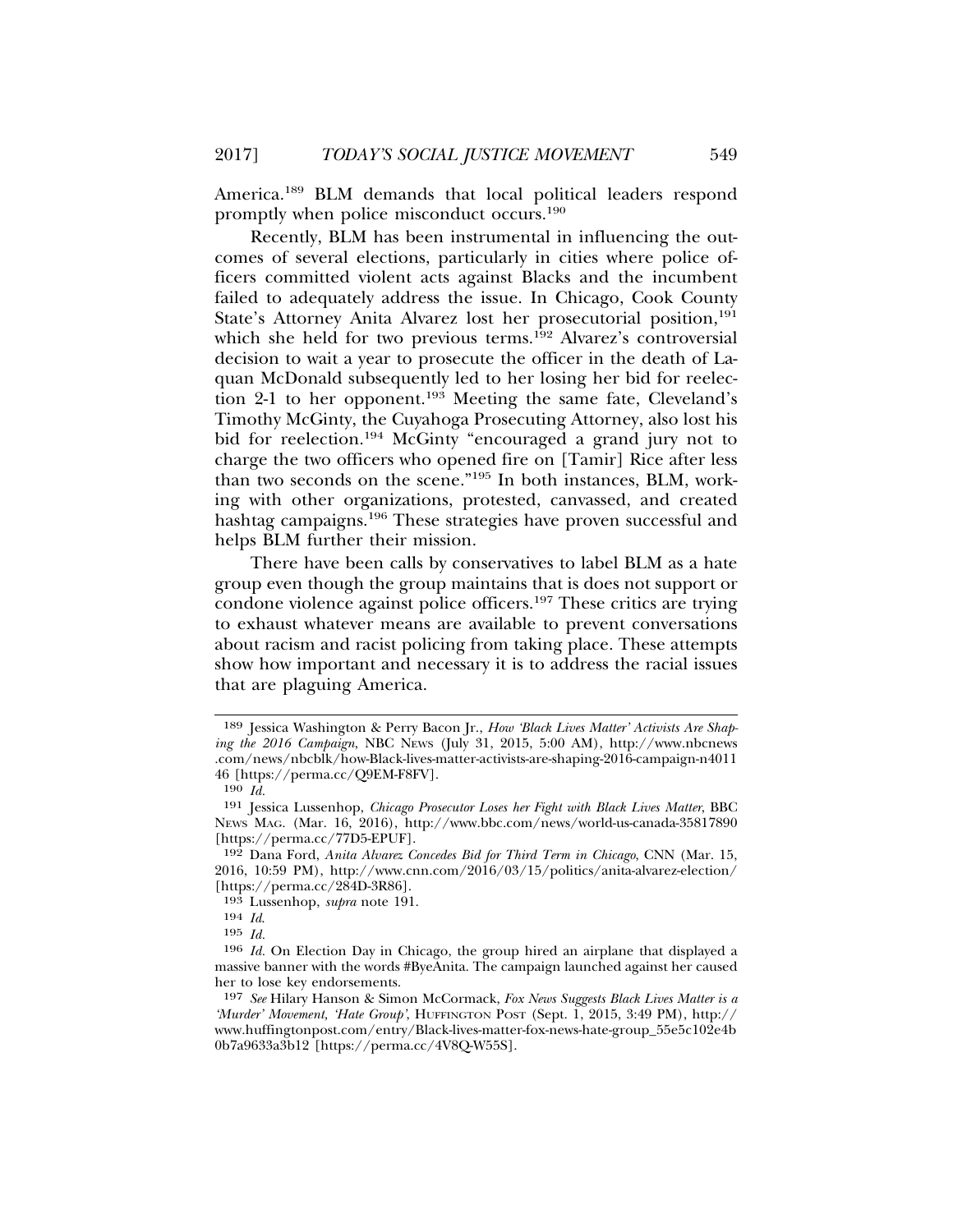America.[189] BLM demands that local political leaders respond promptly when police misconduct occurs.[190]

Recently, BLM has been instrumental in influencing the outcomes of several elections, particularly in cities where police officers committed violent acts against Blacks and the incumbent failed to adequately address the issue. In Chicago, Cook County State's Attorney Anita Alvarez lost her prosecutorial position,[191] which she held for two previous terms.[192] Alvarez's controversial decision to wait a year to prosecute the officer in the death of Laquan McDonald subsequently led to her losing her bid for reelection 2-1 to her opponent.[193] Meeting the same fate, Cleveland's Timothy McGinty, the Cuyahoga Prosecuting Attorney, also lost his bid for reelection.[194] McGinty "encouraged a grand jury not to charge the two officers who opened fire on [Tamir] Rice after less than two seconds on the scene."[195] In both instances, BLM, working with other organizations, protested, canvassed, and created hashtag campaigns.[196] These strategies have proven successful and helps BLM further their mission.

There have been calls by conservatives to label BLM as a hate group even though the group maintains that is does not support or condone violence against police officers.[197] These critics are trying to exhaust whatever means are available to prevent conversations about racism and racist policing from taking place. These attempts show how important and necessary it is to address the racial issues that are plaguing America.

---

189 Jessica Washington & Perry Bacon Jr., *How 'Black Lives Matter' Activists Are Shaping the 2016 Campaign*, NBC NEWS (July 31, 2015, 5:00 AM), http://www.nbcnews.com/news/nbcblk/how-Black-lives-matter-activists-are-shaping-2016-campaign-n401146 [https://perma.cc/Q9EM-F8FV].

190 *Id.*

191 Jessica Lussenhop, *Chicago Prosecutor Loses her Fight with Black Lives Matter*, BBC NEWS MAG. (Mar. 16, 2016), http://www.bbc.com/news/world-us-canada-35817890 [https://perma.cc/77D5-EPUF].

192 Dana Ford, *Anita Alvarez Concedes Bid for Third Term in Chicago*, CNN (Mar. 15, 2016, 10:59 PM), http://www.cnn.com/2016/03/15/politics/anita-alvarez-election/ [https://perma.cc/284D-3R86].

193 Lussenhop, *supra* note 191.

194 *Id.*

195 *Id.*

196 *Id.* On Election Day in Chicago, the group hired an airplane that displayed a massive banner with the words #ByeAnita. The campaign launched against her caused her to lose key endorsements.

197 *See* Hilary Hanson & Simon McCormack, *Fox News Suggests Black Lives Matter is a 'Murder' Movement, 'Hate Group'*, HUFFINGTON POST (Sept. 1, 2015, 3:49 PM), http://www.huffingtonpost.com/entry/Black-lives-matter-fox-news-hate-group_55e5c102e4b0b7a9633a3b12 [https://perma.cc/4V8Q-W55S].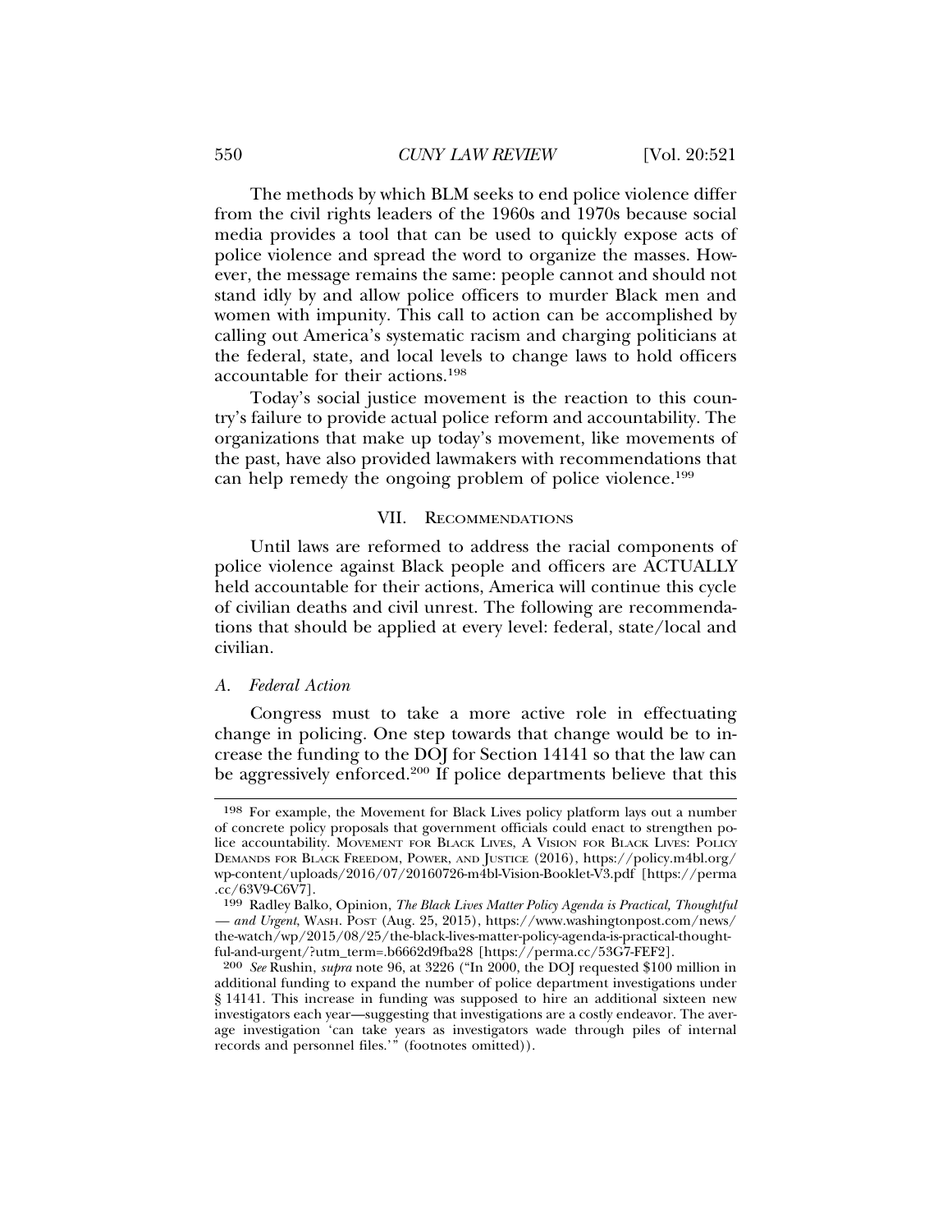The methods by which BLM seeks to end police violence differ from the civil rights leaders of the 1960s and 1970s because social media provides a tool that can be used to quickly expose acts of police violence and spread the word to organize the masses. However, the message remains the same: people cannot and should not stand idly by and allow police officers to murder Black men and women with impunity. This call to action can be accomplished by calling out America's systematic racism and charging politicians at the federal, state, and local levels to change laws to hold officers accountable for their actions.[198]

Today's social justice movement is the reaction to this country's failure to provide actual police reform and accountability. The organizations that make up today's movement, like movements of the past, have also provided lawmakers with recommendations that can help remedy the ongoing problem of police violence.[199]

## VII. Recommendations

Until laws are reformed to address the racial components of police violence against Black people and officers are ACTUALLY held accountable for their actions, America will continue this cycle of civilian deaths and civil unrest. The following are recommendations that should be applied at every level: federal, state/local and civilian.

### A. *Federal Action*

Congress must to take a more active role in effectuating change in policing. One step towards that change would be to increase the funding to the DOJ for Section 14141 so that the law can be aggressively enforced.[200] If police departments believe that this

---

198 For example, the Movement for Black Lives policy platform lays out a number of concrete policy proposals that government officials could enact to strengthen police accountability. Movement for Black Lives, A Vision for Black Lives: Policy Demands for Black Freedom, Power, and Justice (2016), https://policy.m4bl.org/wp-content/uploads/2016/07/20160726-m4bl-Vision-Booklet-V3.pdf [https://perma.cc/63V9-C6V7].

199 Radley Balko, Opinion, *The Black Lives Matter Policy Agenda is Practical, Thoughtful — and Urgent*, Wash. Post (Aug. 25, 2015), https://www.washingtonpost.com/news/the-watch/wp/2015/08/25/the-black-lives-matter-policy-agenda-is-practical-thoughtful-and-urgent/?utm_term=.b6662d9fba28 [https://perma.cc/53G7-FEF2].

200 *See* Rushin, *supra* note 96, at 3226 ("In 2000, the DOJ requested $100 million in additional funding to expand the number of police department investigations under § 14141. This increase in funding was supposed to hire an additional sixteen new investigators each year—suggesting that investigations are a costly endeavor. The average investigation 'can take years as investigators wade through piles of internal records and personnel files.'" (footnotes omitted)).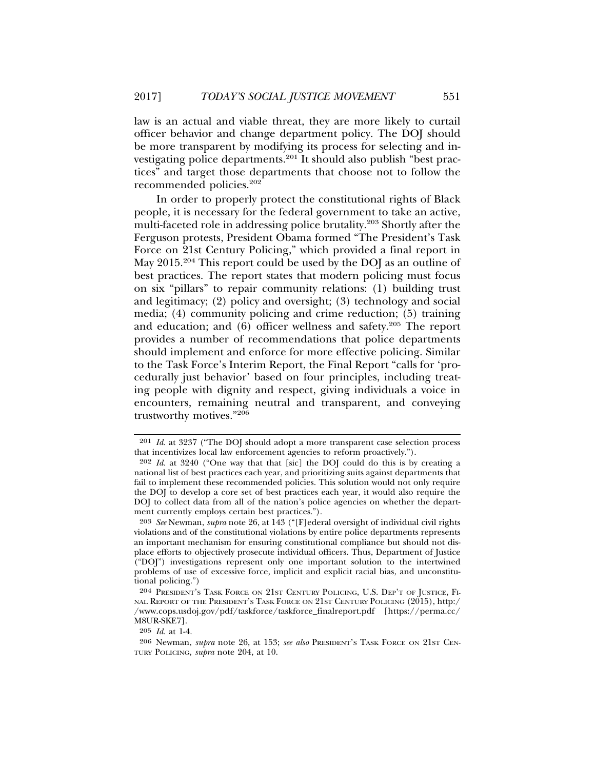law is an actual and viable threat, they are more likely to curtail officer behavior and change department policy. The DOJ should be more transparent by modifying its process for selecting and investigating police departments.[201] It should also publish "best practices" and target those departments that choose not to follow the recommended policies.[202]

In order to properly protect the constitutional rights of Black people, it is necessary for the federal government to take an active, multi-faceted role in addressing police brutality.[203] Shortly after the Ferguson protests, President Obama formed "The President's Task Force on 21st Century Policing," which provided a final report in May 2015.[204] This report could be used by the DOJ as an outline of best practices. The report states that modern policing must focus on six "pillars" to repair community relations: (1) building trust and legitimacy; (2) policy and oversight; (3) technology and social media; (4) community policing and crime reduction; (5) training and education; and (6) officer wellness and safety.[205] The report provides a number of recommendations that police departments should implement and enforce for more effective policing. Similar to the Task Force's Interim Report, the Final Report "calls for 'procedurally just behavior' based on four principles, including treating people with dignity and respect, giving individuals a voice in encounters, remaining neutral and transparent, and conveying trustworthy motives."[206]

---

201 *Id.* at 3237 ("The DOJ should adopt a more transparent case selection process that incentivizes local law enforcement agencies to reform proactively.").

202 *Id.* at 3240 ("One way that that [sic] the DOJ could do this is by creating a national list of best practices each year, and prioritizing suits against departments that fail to implement these recommended policies. This solution would not only require the DOJ to develop a core set of best practices each year, it would also require the DOJ to collect data from all of the nation's police agencies on whether the department currently employs certain best practices.").

203 *See* Newman, *supra* note 26, at 143 ("[F]ederal oversight of individual civil rights violations and of the constitutional violations by entire police departments represents an important mechanism for ensuring constitutional compliance but should not displace efforts to objectively prosecute individual officers. Thus, Department of Justice ("DOJ") investigations represent only one important solution to the intertwined problems of use of excessive force, implicit and explicit racial bias, and unconstitutional policing.")

204 PRESIDENT'S TASK FORCE ON 21ST CENTURY POLICING, U.S. DEP'T OF JUSTICE, FINAL REPORT OF THE PRESIDENT'S TASK FORCE ON 21ST CENTURY POLICING (2015), http://www.cops.usdoj.gov/pdf/taskforce/taskforce_finalreport.pdf [https://perma.cc/M8UR-SKE7].

205 *Id.* at 1-4.

206 Newman, *supra* note 26, at 153; *see also* PRESIDENT'S TASK FORCE ON 21ST CENTURY POLICING, *supra* note 204, at 10.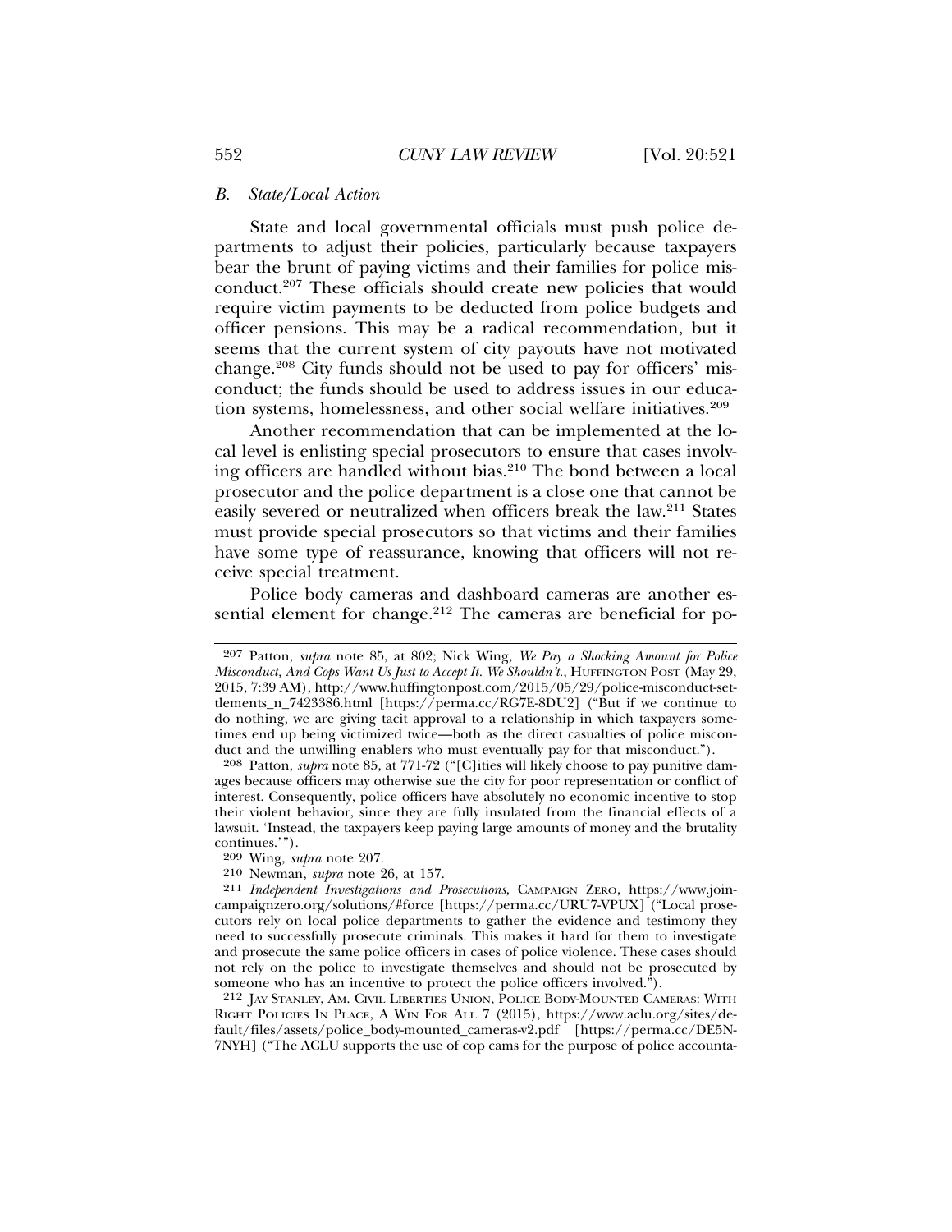### *B. State/Local Action*

State and local governmental officials must push police departments to adjust their policies, particularly because taxpayers bear the brunt of paying victims and their families for police misconduct.[207] These officials should create new policies that would require victim payments to be deducted from police budgets and officer pensions. This may be a radical recommendation, but it seems that the current system of city payouts have not motivated change.[208] City funds should not be used to pay for officers' misconduct; the funds should be used to address issues in our education systems, homelessness, and other social welfare initiatives.[209]

Another recommendation that can be implemented at the local level is enlisting special prosecutors to ensure that cases involving officers are handled without bias.[210] The bond between a local prosecutor and the police department is a close one that cannot be easily severed or neutralized when officers break the law.[211] States must provide special prosecutors so that victims and their families have some type of reassurance, knowing that officers will not receive special treatment.

Police body cameras and dashboard cameras are another essential element for change.[212] The cameras are beneficial for po-

---

207 Patton, *supra* note 85, at 802; Nick Wing, *We Pay a Shocking Amount for Police Misconduct, And Cops Want Us Just to Accept It. We Shouldn't.*, HUFFINGTON POST (May 29, 2015, 7:39 AM), http://www.huffingtonpost.com/2015/05/29/police-misconduct-settlements_n_7423386.html [https://perma.cc/RG7E-8DU2] ("But if we continue to do nothing, we are giving tacit approval to a relationship in which taxpayers sometimes end up being victimized twice—both as the direct casualties of police misconduct and the unwilling enablers who must eventually pay for that misconduct.").

208 Patton, *supra* note 85, at 771-72 ("[C]ities will likely choose to pay punitive damages because officers may otherwise sue the city for poor representation or conflict of interest. Consequently, police officers have absolutely no economic incentive to stop their violent behavior, since they are fully insulated from the financial effects of a lawsuit. 'Instead, the taxpayers keep paying large amounts of money and the brutality continues.'").

209 Wing, *supra* note 207.

210 Newman, *supra* note 26, at 157.

211 *Independent Investigations and Prosecutions*, CAMPAIGN ZERO, https://www.joincampaignzero.org/solutions/#force [https://perma.cc/URU7-VPUX] ("Local prosecutors rely on local police departments to gather the evidence and testimony they need to successfully prosecute criminals. This makes it hard for them to investigate and prosecute the same police officers in cases of police violence. These cases should not rely on the police to investigate themselves and should not be prosecuted by someone who has an incentive to protect the police officers involved.").

212 JAY STANLEY, AM. CIVIL LIBERTIES UNION, POLICE BODY-MOUNTED CAMERAS: WITH RIGHT POLICIES IN PLACE, A WIN FOR ALL 7 (2015), https://www.aclu.org/sites/default/files/assets/police_body-mounted_cameras-v2.pdf [https://perma.cc/DE5N-7NYH] ("The ACLU supports the use of cop cams for the purpose of police accounta-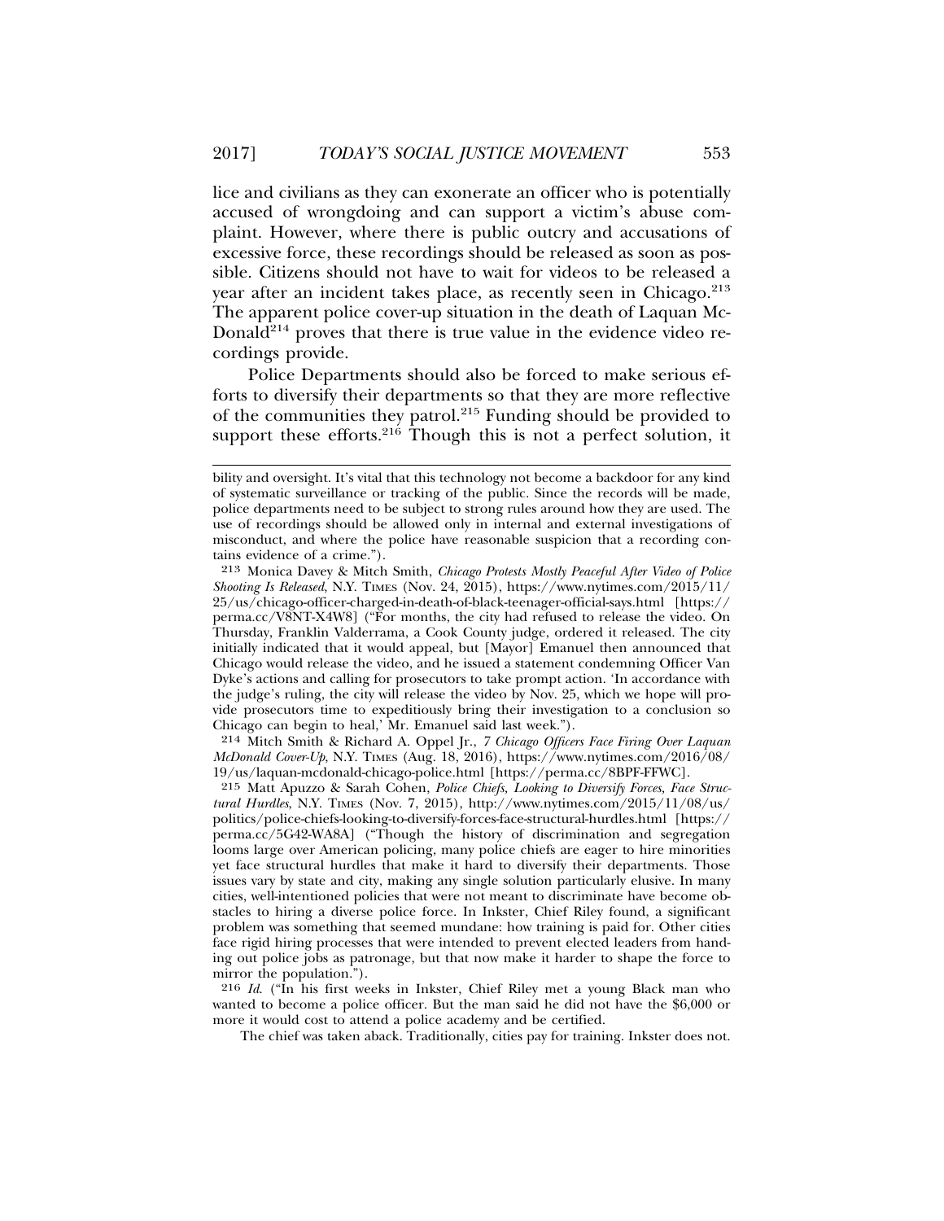lice and civilians as they can exonerate an officer who is potentially accused of wrongdoing and can support a victim's abuse complaint. However, where there is public outcry and accusations of excessive force, these recordings should be released as soon as possible. Citizens should not have to wait for videos to be released a year after an incident takes place, as recently seen in Chicago.[213] The apparent police cover-up situation in the death of Laquan McDonald[214] proves that there is true value in the evidence video recordings provide.

Police Departments should also be forced to make serious efforts to diversify their departments so that they are more reflective of the communities they patrol.[215] Funding should be provided to support these efforts.[216] Though this is not a perfect solution, it

---

bility and oversight. It's vital that this technology not become a backdoor for any kind of systematic surveillance or tracking of the public. Since the records will be made, police departments need to be subject to strong rules around how they are used. The use of recordings should be allowed only in internal and external investigations of misconduct, and where the police have reasonable suspicion that a recording contains evidence of a crime.").

213 Monica Davey & Mitch Smith, *Chicago Protests Mostly Peaceful After Video of Police Shooting Is Released*, N.Y. TIMES (Nov. 24, 2015), https://www.nytimes.com/2015/11/25/us/chicago-officer-charged-in-death-of-black-teenager-official-says.html [https://perma.cc/V8NT-X4W8] ("For months, the city had refused to release the video. On Thursday, Franklin Valderrama, a Cook County judge, ordered it released. The city initially indicated that it would appeal, but [Mayor] Emanuel then announced that Chicago would release the video, and he issued a statement condemning Officer Van Dyke's actions and calling for prosecutors to take prompt action. 'In accordance with the judge's ruling, the city will release the video by Nov. 25, which we hope will provide prosecutors time to expeditiously bring their investigation to a conclusion so Chicago can begin to heal,' Mr. Emanuel said last week.").

214 Mitch Smith & Richard A. Oppel Jr., *7 Chicago Officers Face Firing Over Laquan McDonald Cover-Up*, N.Y. TIMES (Aug. 18, 2016), https://www.nytimes.com/2016/08/19/us/laquan-mcdonald-chicago-police.html [https://perma.cc/8BPF-FFWC].

215 Matt Apuzzo & Sarah Cohen, *Police Chiefs, Looking to Diversify Forces, Face Structural Hurdles*, N.Y. TIMES (Nov. 7, 2015), http://www.nytimes.com/2015/11/08/us/politics/police-chiefs-looking-to-diversify-forces-face-structural-hurdles.html [https://perma.cc/5G42-WA8A] ("Though the history of discrimination and segregation looms large over American policing, many police chiefs are eager to hire minorities yet face structural hurdles that make it hard to diversify their departments. Those issues vary by state and city, making any single solution particularly elusive. In many cities, well-intentioned policies that were not meant to discriminate have become obstacles to hiring a diverse police force. In Inkster, Chief Riley found, a significant problem was something that seemed mundane: how training is paid for. Other cities face rigid hiring processes that were intended to prevent elected leaders from handing out police jobs as patronage, but that now make it harder to shape the force to mirror the population.").

216 *Id.* ("In his first weeks in Inkster, Chief Riley met a young Black man who wanted to become a police officer. But the man said he did not have the $6,000 or more it would cost to attend a police academy and be certified.

The chief was taken aback. Traditionally, cities pay for training. Inkster does not.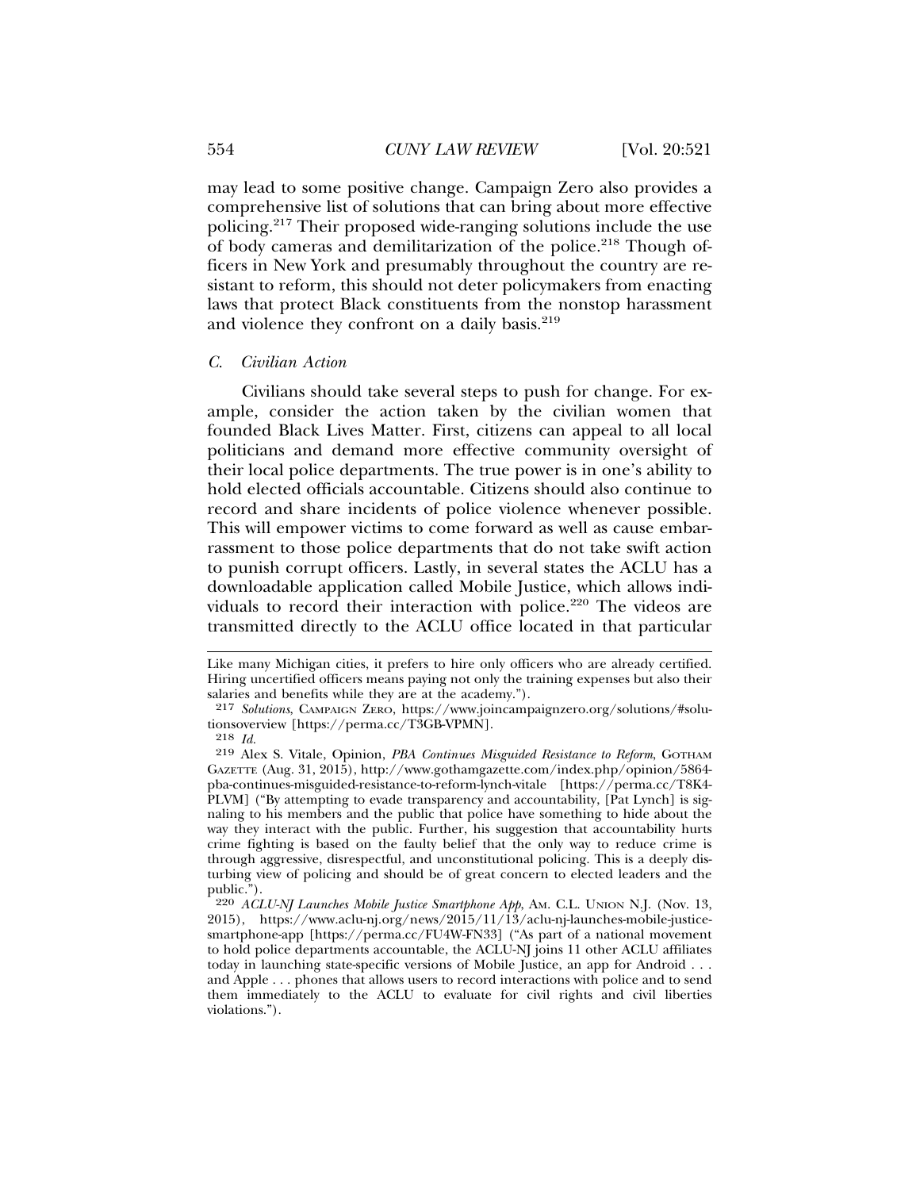may lead to some positive change. Campaign Zero also provides a comprehensive list of solutions that can bring about more effective policing.[217] Their proposed wide-ranging solutions include the use of body cameras and demilitarization of the police.[218] Though officers in New York and presumably throughout the country are resistant to reform, this should not deter policymakers from enacting laws that protect Black constituents from the nonstop harassment and violence they confront on a daily basis.[219]

### C. Civilian Action

Civilians should take several steps to push for change. For example, consider the action taken by the civilian women that founded Black Lives Matter. First, citizens can appeal to all local politicians and demand more effective community oversight of their local police departments. The true power is in one's ability to hold elected officials accountable. Citizens should also continue to record and share incidents of police violence whenever possible. This will empower victims to come forward as well as cause embarrassment to those police departments that do not take swift action to punish corrupt officers. Lastly, in several states the ACLU has a downloadable application called Mobile Justice, which allows individuals to record their interaction with police.[220] The videos are transmitted directly to the ACLU office located in that particular

---

Like many Michigan cities, it prefers to hire only officers who are already certified. Hiring uncertified officers means paying not only the training expenses but also their salaries and benefits while they are at the academy.").

217 *Solutions*, CAMPAIGN ZERO, https://www.joincampaignzero.org/solutions/#solutionsoverview [https://perma.cc/T3GB-VPMN].

218 *Id.*

219 Alex S. Vitale, Opinion, *PBA Continues Misguided Resistance to Reform*, GOTHAM GAZETTE (Aug. 31, 2015), http://www.gothamgazette.com/index.php/opinion/5864-pba-continues-misguided-resistance-to-reform-lynch-vitale [https://perma.cc/T8K4-PLVM] ("By attempting to evade transparency and accountability, [Pat Lynch] is signaling to his members and the public that police have something to hide about the way they interact with the public. Further, his suggestion that accountability hurts crime fighting is based on the faulty belief that the only way to reduce crime is through aggressive, disrespectful, and unconstitutional policing. This is a deeply disturbing view of policing and should be of great concern to elected leaders and the public.").

220 *ACLU-NJ Launches Mobile Justice Smartphone App*, AM. C.L. UNION N.J. (Nov. 13, 2015), https://www.aclu-nj.org/news/2015/11/13/aclu-nj-launches-mobile-justice-smartphone-app [https://perma.cc/FU4W-FN33] ("As part of a national movement to hold police departments accountable, the ACLU-NJ joins 11 other ACLU affiliates today in launching state-specific versions of Mobile Justice, an app for Android . . . and Apple . . . phones that allows users to record interactions with police and to send them immediately to the ACLU to evaluate for civil rights and civil liberties violations.").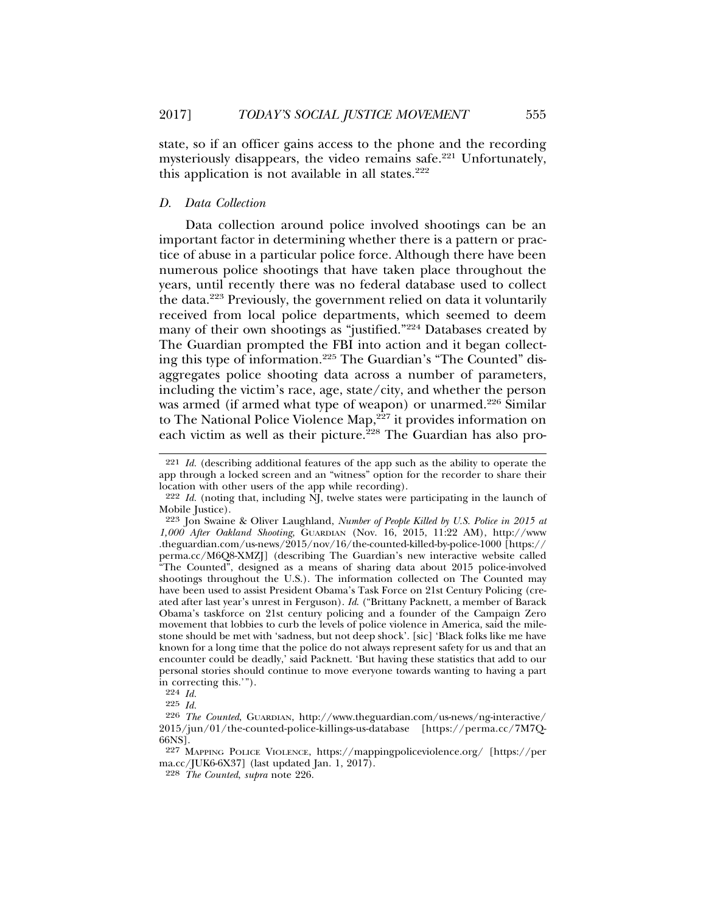state, so if an officer gains access to the phone and the recording mysteriously disappears, the video remains safe.[221] Unfortunately, this application is not available in all states.[222]

### *D. Data Collection*

Data collection around police involved shootings can be an important factor in determining whether there is a pattern or practice of abuse in a particular police force. Although there have been numerous police shootings that have taken place throughout the years, until recently there was no federal database used to collect the data.[223] Previously, the government relied on data it voluntarily received from local police departments, which seemed to deem many of their own shootings as "justified."[224] Databases created by The Guardian prompted the FBI into action and it began collecting this type of information.[225] The Guardian's "The Counted" disaggregates police shooting data across a number of parameters, including the victim's race, age, state/city, and whether the person was armed (if armed what type of weapon) or unarmed.[226] Similar to The National Police Violence Map,[227] it provides information on each victim as well as their picture.[228] The Guardian has also pro-

---

[221] *Id.* (describing additional features of the app such as the ability to operate the app through a locked screen and an "witness" option for the recorder to share their location with other users of the app while recording).

[222] *Id.* (noting that, including NJ, twelve states were participating in the launch of Mobile Justice).

[223] Jon Swaine & Oliver Laughland, *Number of People Killed by U.S. Police in 2015 at 1,000 After Oakland Shooting*, GUARDIAN (Nov. 16, 2015, 11:22 AM), http://www.theguardian.com/us-news/2015/nov/16/the-counted-killed-by-police-1000 [https://perma.cc/M6Q8-XMZJ] (describing The Guardian's new interactive website called "The Counted", designed as a means of sharing data about 2015 police-involved shootings throughout the U.S.). The information collected on The Counted may have been used to assist President Obama's Task Force on 21st Century Policing (created after last year's unrest in Ferguson). *Id.* ("Brittany Packnett, a member of Barack Obama's taskforce on 21st century policing and a founder of the Campaign Zero movement that lobbies to curb the levels of police violence in America, said the milestone should be met with 'sadness, but not deep shock'. [sic] 'Black folks like me have known for a long time that the police do not always represent safety for us and that an encounter could be deadly,' said Packnett. 'But having these statistics that add to our personal stories should continue to move everyone towards wanting to having a part in correcting this.'").

[224] *Id.*

[225] *Id.*

[226] *The Counted*, GUARDIAN, http://www.theguardian.com/us-news/ng-interactive/2015/jun/01/the-counted-police-killings-us-database [https://perma.cc/7M7Q-66NS].

[227] MAPPING POLICE VIOLENCE, https://mappingpoliceviolence.org/ [https://perma.cc/JUK6-6X37] (last updated Jan. 1, 2017).

[228] *The Counted*, *supra* note 226.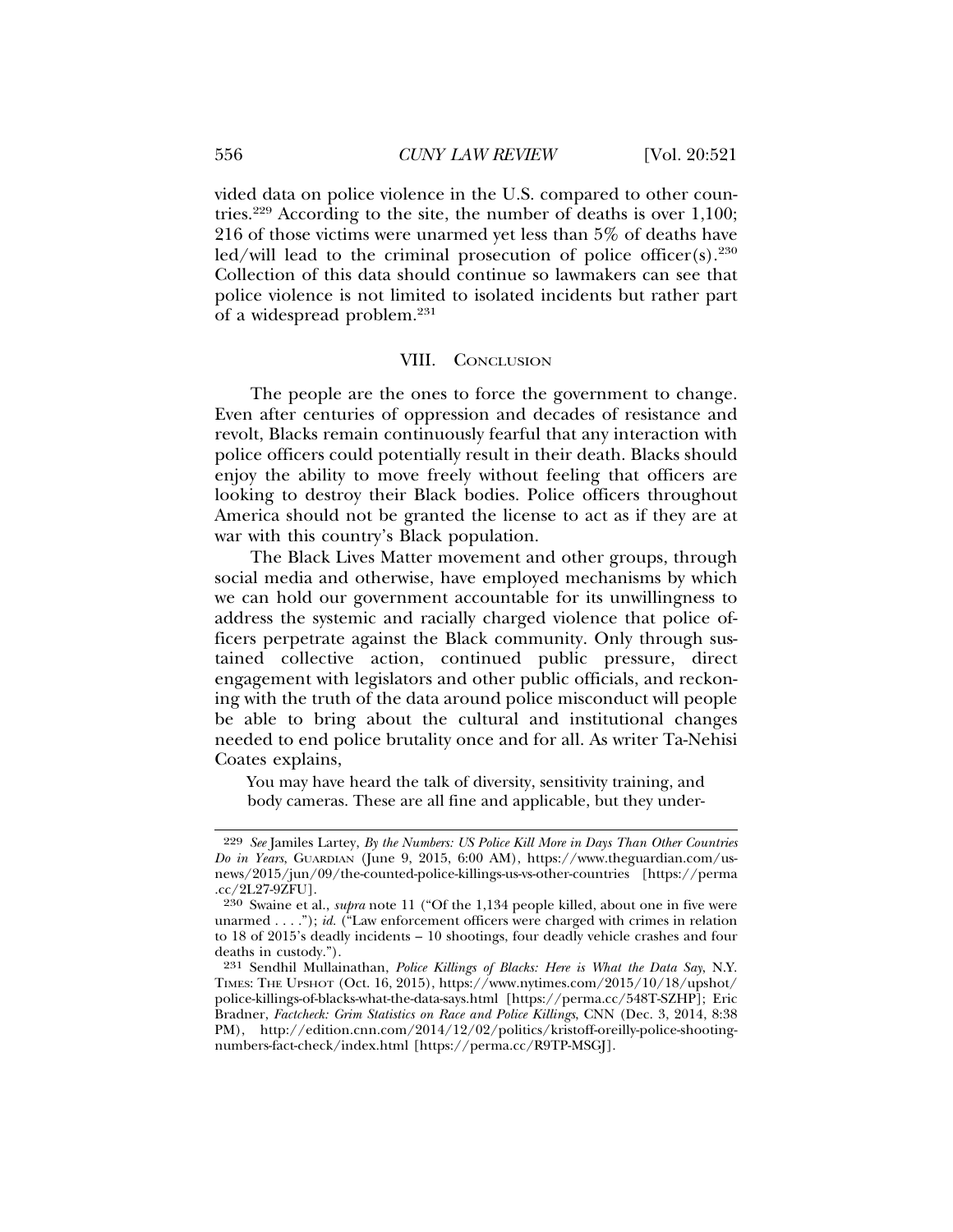vided data on police violence in the U.S. compared to other countries.[229] According to the site, the number of deaths is over 1,100; 216 of those victims were unarmed yet less than 5% of deaths have led/will lead to the criminal prosecution of police officer(s).[230] Collection of this data should continue so lawmakers can see that police violence is not limited to isolated incidents but rather part of a widespread problem.[231]

## VIII. Conclusion

The people are the ones to force the government to change. Even after centuries of oppression and decades of resistance and revolt, Blacks remain continuously fearful that any interaction with police officers could potentially result in their death. Blacks should enjoy the ability to move freely without feeling that officers are looking to destroy their Black bodies. Police officers throughout America should not be granted the license to act as if they are at war with this country's Black population.

The Black Lives Matter movement and other groups, through social media and otherwise, have employed mechanisms by which we can hold our government accountable for its unwillingness to address the systemic and racially charged violence that police officers perpetrate against the Black community. Only through sustained collective action, continued public pressure, direct engagement with legislators and other public officials, and reckoning with the truth of the data around police misconduct will people be able to bring about the cultural and institutional changes needed to end police brutality once and for all. As writer Ta-Nehisi Coates explains,

> You may have heard the talk of diversity, sensitivity training, and body cameras. These are all fine and applicable, but they under-

---

[229] *See* Jamiles Lartey, *By the Numbers: US Police Kill More in Days Than Other Countries Do in Years*, GUARDIAN (June 9, 2015, 6:00 AM), https://www.theguardian.com/us-news/2015/jun/09/the-counted-police-killings-us-vs-other-countries [https://perma.cc/2L27-9ZFU].

[230] Swaine et al., *supra* note 11 ("Of the 1,134 people killed, about one in five were unarmed . . . ."); *id.* ("Law enforcement officers were charged with crimes in relation to 18 of 2015's deadly incidents – 10 shootings, four deadly vehicle crashes and four deaths in custody.").

[231] Sendhil Mullainathan, *Police Killings of Blacks: Here is What the Data Say*, N.Y. TIMES: THE UPSHOT (Oct. 16, 2015), https://www.nytimes.com/2015/10/18/upshot/police-killings-of-blacks-what-the-data-says.html [https://perma.cc/548T-SZHP]; Eric Bradner, *Factcheck: Grim Statistics on Race and Police Killings*, CNN (Dec. 3, 2014, 8:38 PM), http://edition.cnn.com/2014/12/02/politics/kristoff-oreilly-police-shooting-numbers-fact-check/index.html [https://perma.cc/R9TP-MSGJ].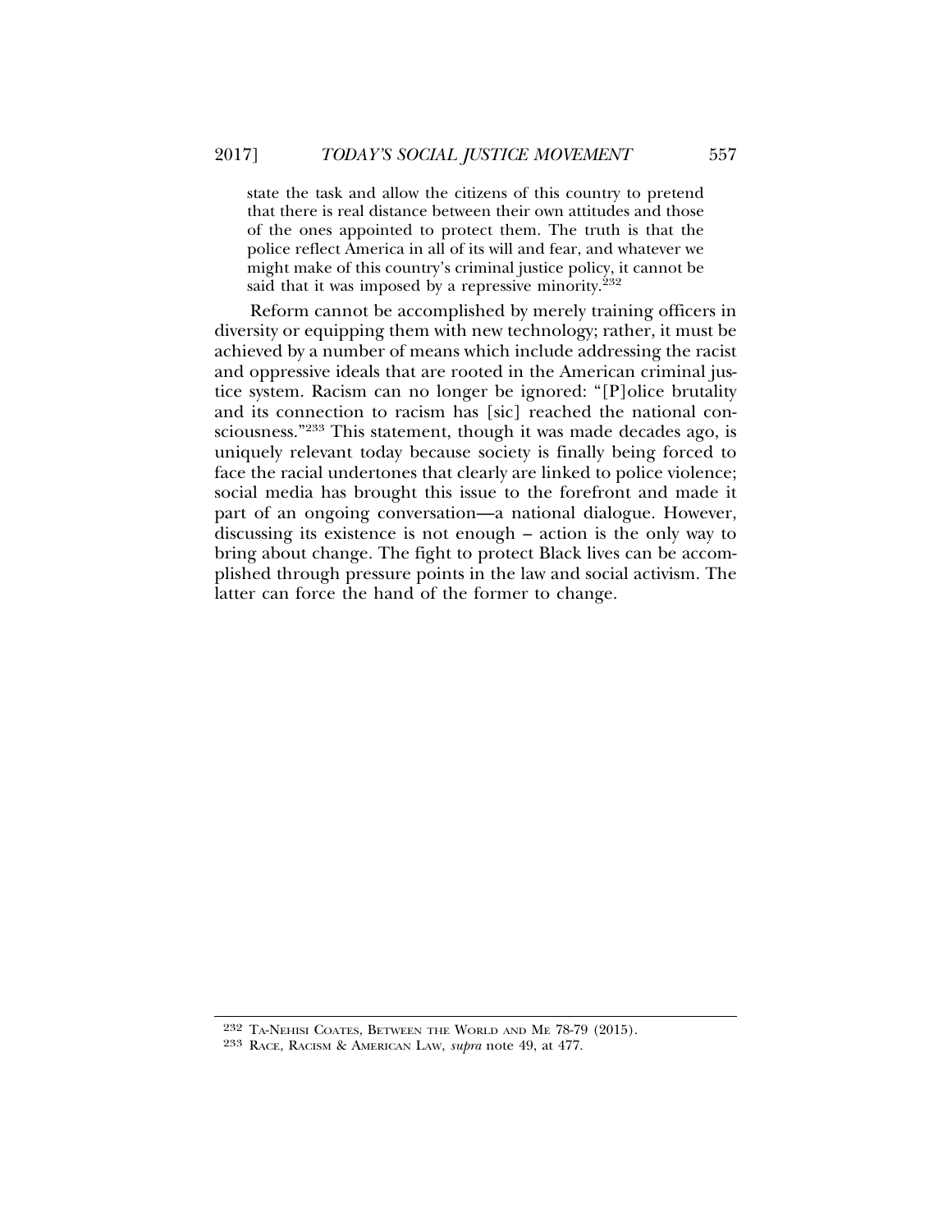> state the task and allow the citizens of this country to pretend that there is real distance between their own attitudes and those of the ones appointed to protect them. The truth is that the police reflect America in all of its will and fear, and whatever we might make of this country's criminal justice policy, it cannot be said that it was imposed by a repressive minority.[232]

Reform cannot be accomplished by merely training officers in diversity or equipping them with new technology; rather, it must be achieved by a number of means which include addressing the racist and oppressive ideals that are rooted in the American criminal justice system. Racism can no longer be ignored: "[P]olice brutality and its connection to racism has [sic] reached the national consciousness."[233] This statement, though it was made decades ago, is uniquely relevant today because society is finally being forced to face the racial undertones that clearly are linked to police violence; social media has brought this issue to the forefront and made it part of an ongoing conversation—a national dialogue. However, discussing its existence is not enough – action is the only way to bring about change. The fight to protect Black lives can be accomplished through pressure points in the law and social activism. The latter can force the hand of the former to change.

---

[232] TA-NEHISI COATES, BETWEEN THE WORLD AND ME 78-79 (2015).

[233] RACE, RACISM & AMERICAN LAW, *supra* note 49, at 477.